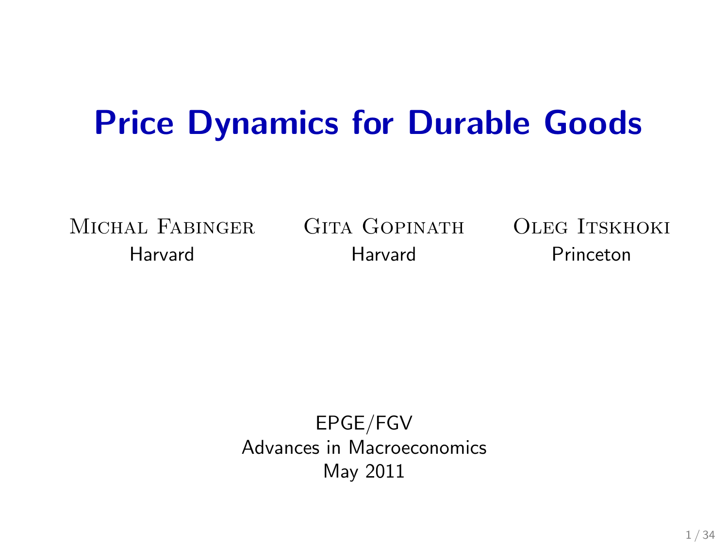# Price Dynamics for Durable Goods

Michal Fabinger
Harvard

Gita Gopinath
Harvard

Oleg Itskhoki
Princeton

EPGE/FGV
Advances in Macroeconomics
May 2011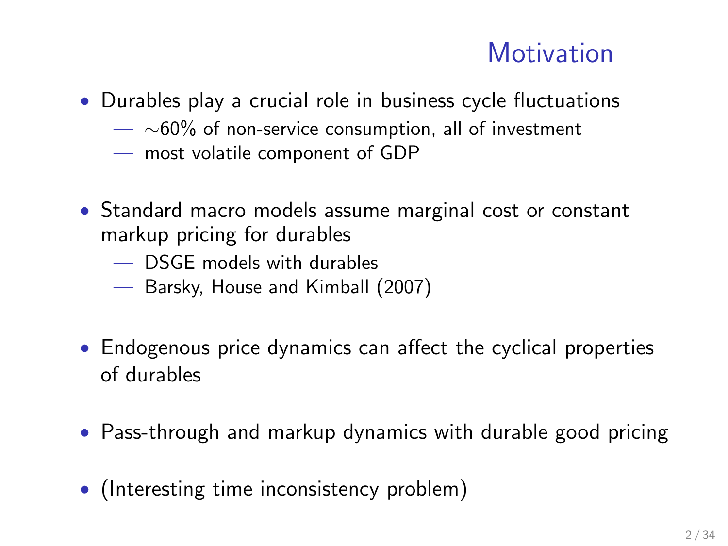# Motivation

- Durables play a crucial role in business cycle fluctuations
  - $\sim$60% of non-service consumption, all of investment
  - most volatile component of GDP
- Standard macro models assume marginal cost or constant markup pricing for durables
  - DSGE models with durables
  - Barsky, House and Kimball (2007)
- Endogenous price dynamics can affect the cyclical properties of durables
- Pass-through and markup dynamics with durable good pricing
- (Interesting time inconsistency problem)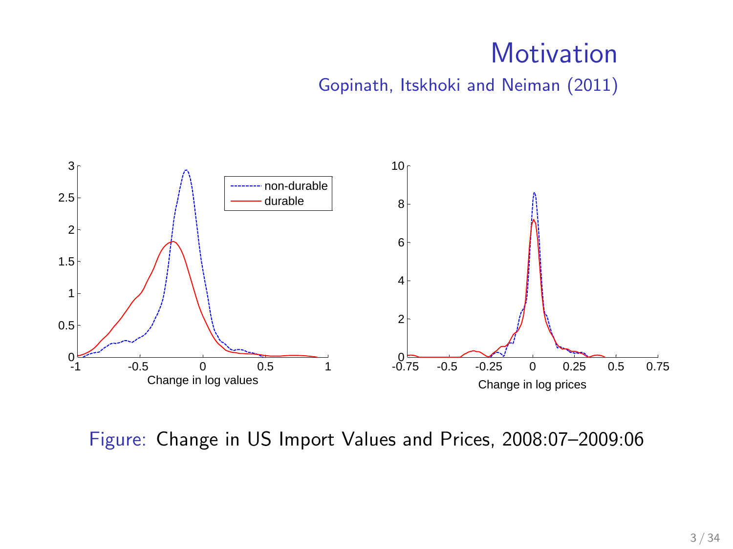# Motivation

## Gopinath, Itskhoki and Neiman (2011)

Figure: Change in US Import Values and Prices, 2008:07–2009:06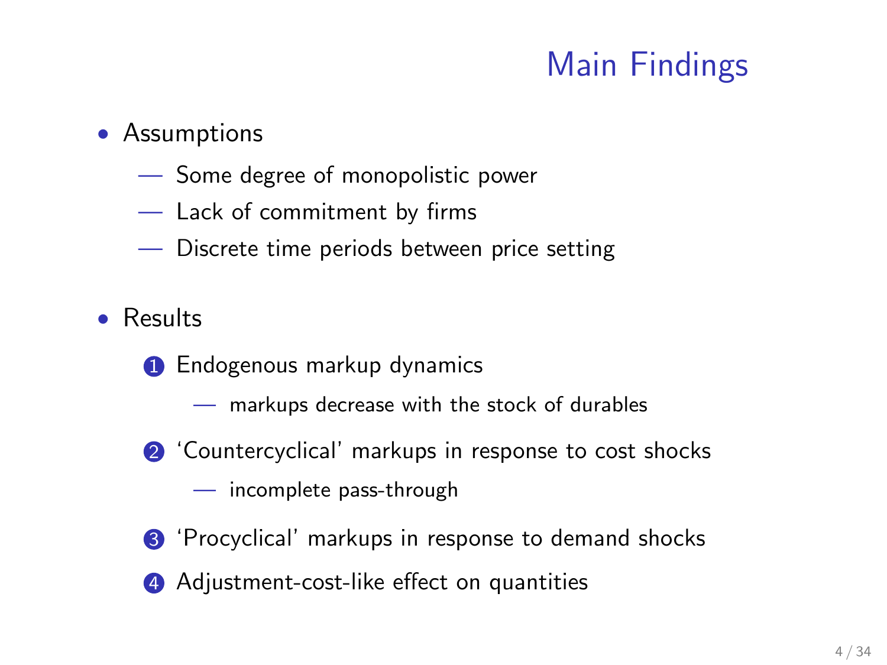# Main Findings

- Assumptions
  - Some degree of monopolistic power
  - Lack of commitment by firms
  - Discrete time periods between price setting

- Results
  1. Endogenous markup dynamics
     - markups decrease with the stock of durables
  2. 'Countercyclical' markups in response to cost shocks
     - incomplete pass-through
  3. 'Procyclical' markups in response to demand shocks
  4. Adjustment-cost-like effect on quantities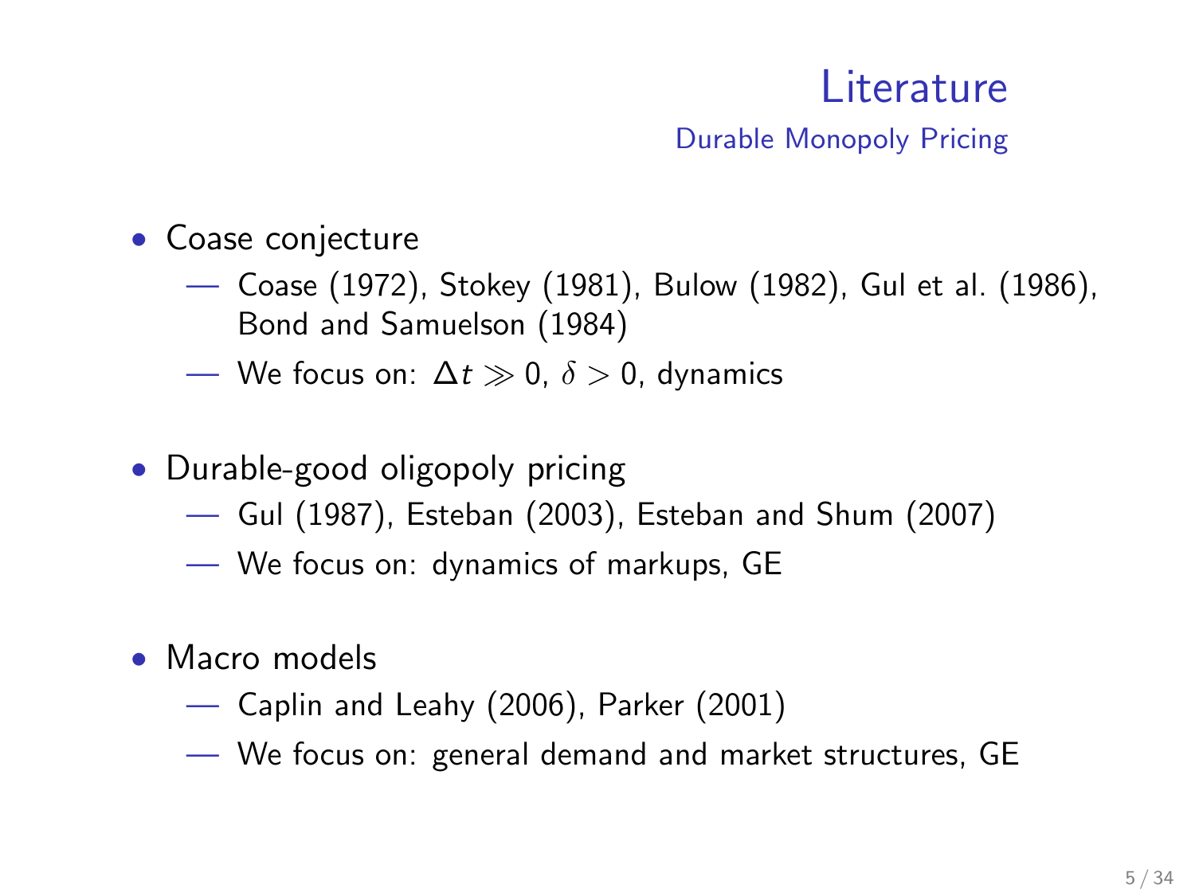# Literature

## Durable Monopoly Pricing

- Coase conjecture
  - Coase (1972), Stokey (1981), Bulow (1982), Gul et al. (1986), Bond and Samuelson (1984)
  - We focus on: $\Delta t \gg 0$, $\delta > 0$, dynamics
- Durable-good oligopoly pricing
  - Gul (1987), Esteban (2003), Esteban and Shum (2007)
  - We focus on: dynamics of markups, GE
- Macro models
  - Caplin and Leahy (2006), Parker (2001)
  - We focus on: general demand and market structures, GE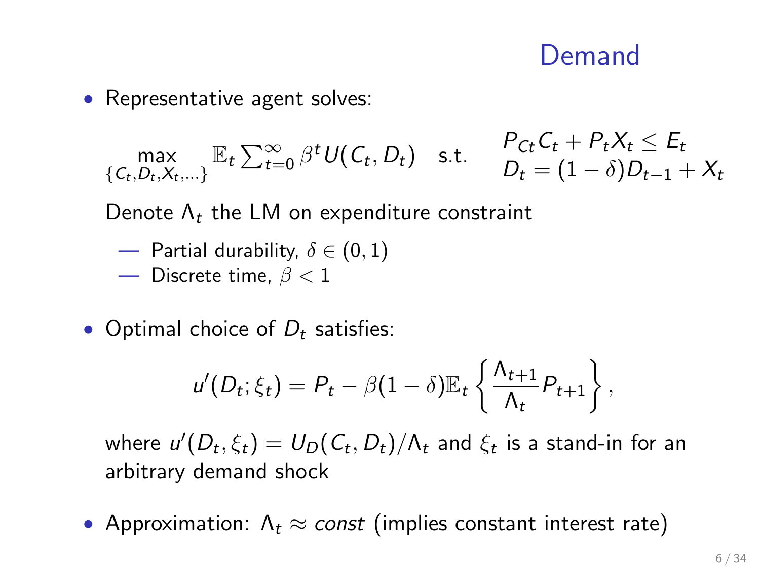# Demand

- Representative agent solves:

$$\max_{\{C_t, D_t, X_t, \ldots\}} \mathbb{E}_t \sum_{t=0}^{\infty} \beta^t U(C_t, D_t) \quad \text{s.t.} \quad \begin{array}{l} P_{Ct} C_t + P_t X_t \leq E_t \\ D_t = (1-\delta) D_{t-1} + X_t \end{array}$$

  Denote $\Lambda_t$ the LM on expenditure constraint

  - Partial durability, $\delta \in (0, 1)$
  - Discrete time, $\beta < 1$

- Optimal choice of $D_t$ satisfies:

$$u'(D_t; \xi_t) = P_t - \beta(1-\delta)\mathbb{E}_t \left\{ \frac{\Lambda_{t+1}}{\Lambda_t} P_{t+1} \right\},$$

  where $u'(D_t, \xi_t) = U_D(C_t, D_t)/\Lambda_t$ and $\xi_t$ is a stand-in for an arbitrary demand shock

- Approximation: $\Lambda_t \approx$ *const* (implies constant interest rate)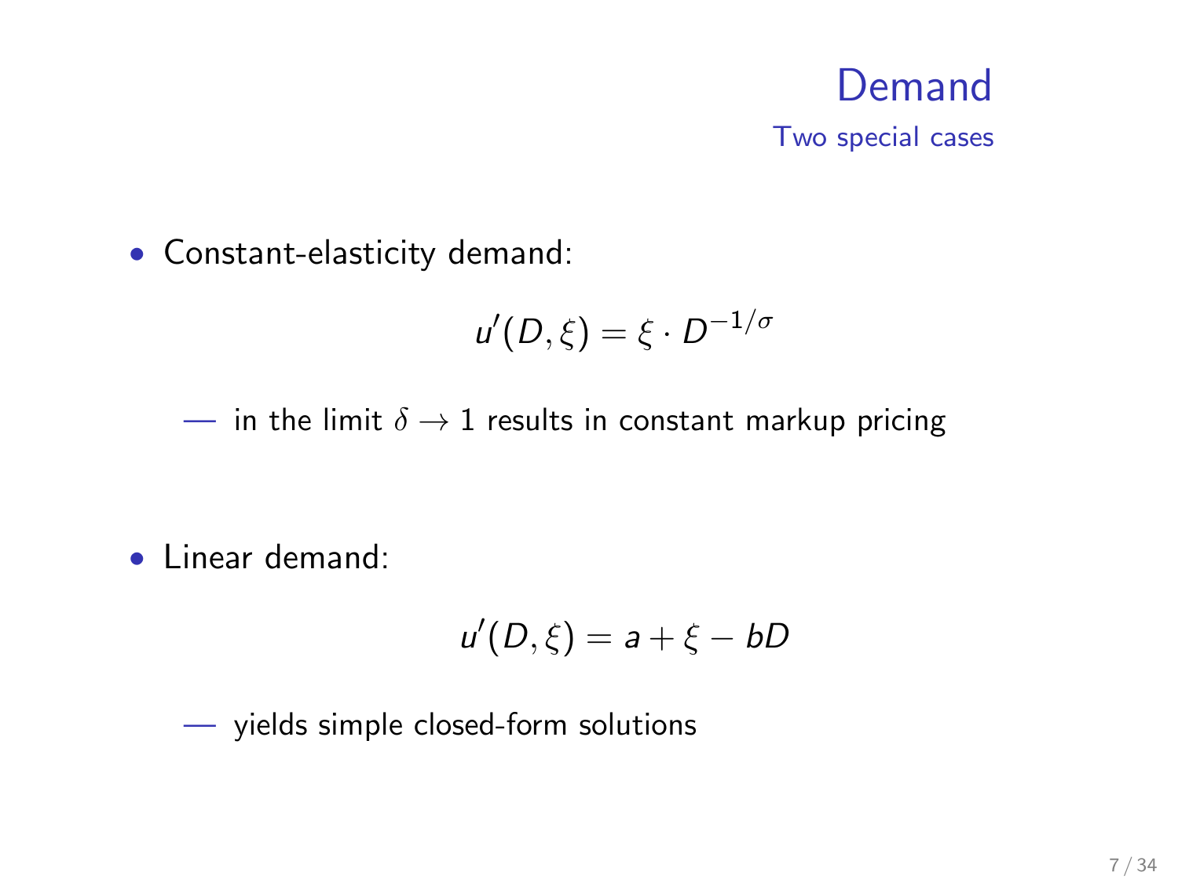# Demand

## Two special cases

- Constant-elasticity demand:

$$u'(D, \xi) = \xi \cdot D^{-1/\sigma}$$

— in the limit $\delta \to 1$ results in constant markup pricing

- Linear demand:

$$u'(D, \xi) = a + \xi - bD$$

— yields simple closed-form solutions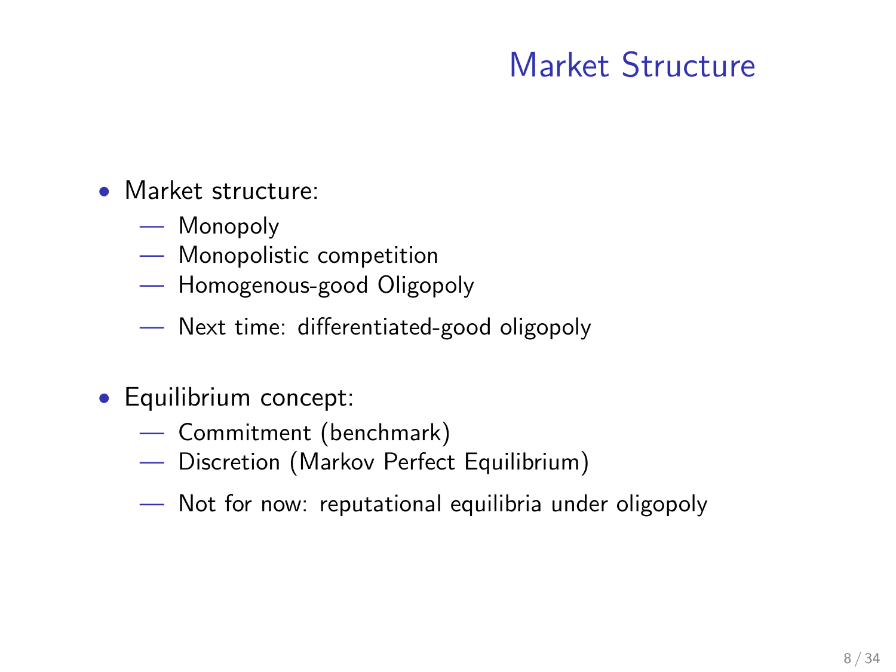# Market Structure

- Market structure:
  - Monopoly
  - Monopolistic competition
  - Homogenous-good Oligopoly

  - Next time: differentiated-good oligopoly

- Equilibrium concept:
  - Commitment (benchmark)
  - Discretion (Markov Perfect Equilibrium)

  - Not for now: reputational equilibria under oligopoly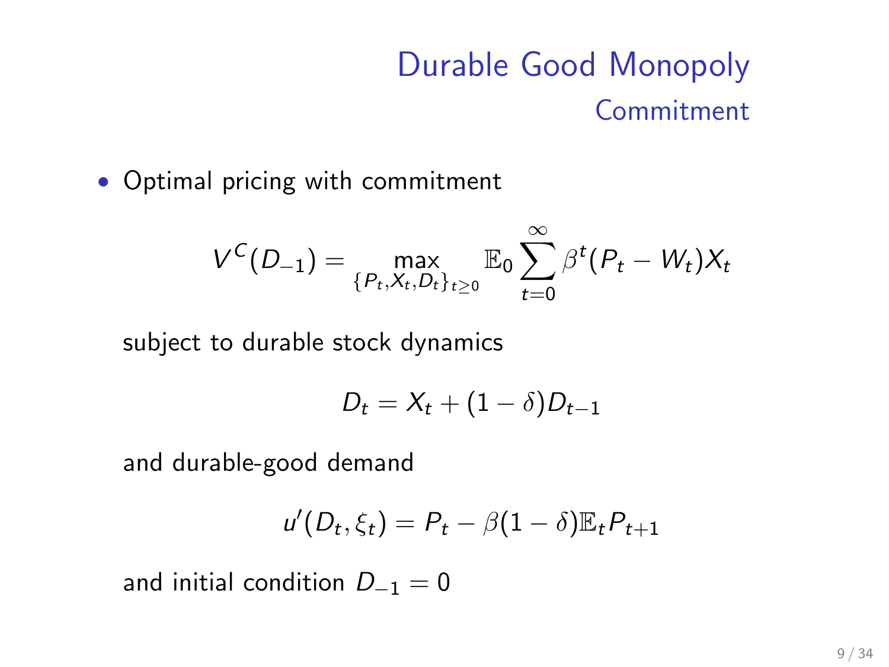# Durable Good Monopoly

## Commitment

- Optimal pricing with commitment

$$V^C(D_{-1}) = \max_{\{P_t, X_t, D_t\}_{t \geq 0}} \mathbb{E}_0 \sum_{t=0}^{\infty} \beta^t (P_t - W_t) X_t$$

subject to durable stock dynamics

$$D_t = X_t + (1 - \delta) D_{t-1}$$

and durable-good demand

$$u'(D_t, \xi_t) = P_t - \beta(1 - \delta)\mathbb{E}_t P_{t+1}$$

and initial condition $D_{-1} = 0$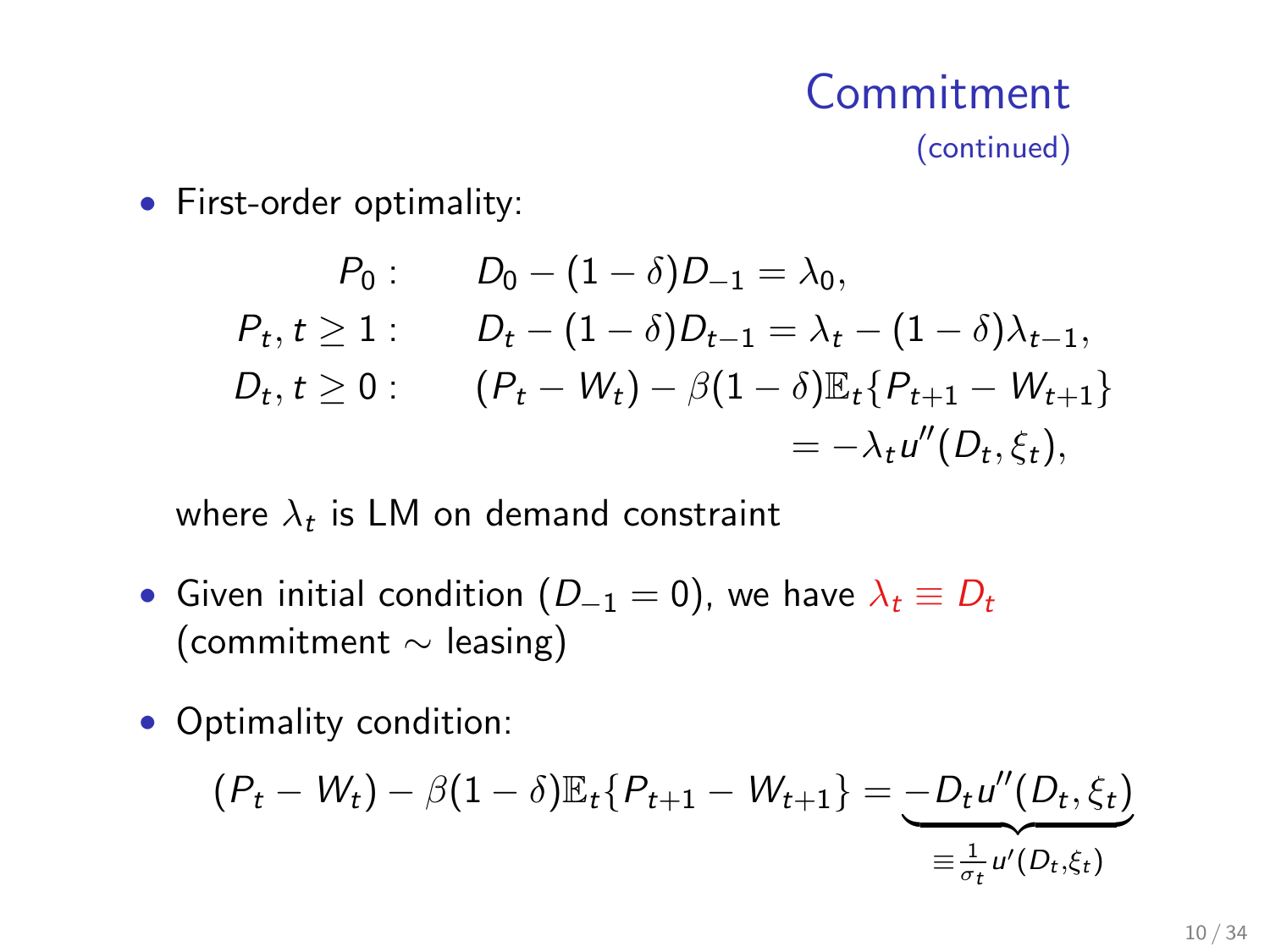# Commitment

(continued)

- First-order optimality:

$$
\begin{aligned}
P_0: &\qquad D_0 - (1-\delta)D_{-1} = \lambda_0, \\
P_t, t \geq 1: &\qquad D_t - (1-\delta)D_{t-1} = \lambda_t - (1-\delta)\lambda_{t-1}, \\
D_t, t \geq 0: &\qquad (P_t - W_t) - \beta(1-\delta)\mathbb{E}_t\{P_{t+1} - W_{t+1}\} \\
&\qquad\qquad = -\lambda_t u''(D_t, \xi_t),
\end{aligned}
$$

  where $\lambda_t$ is LM on demand constraint

- Given initial condition ($D_{-1} = 0$), we have $\lambda_t \equiv D_t$ (commitment $\sim$ leasing)

- Optimality condition:

$$
(P_t - W_t) - \beta(1-\delta)\mathbb{E}_t\{P_{t+1} - W_{t+1}\} = \underbrace{-D_t u''(D_t, \xi_t)}_{\equiv \frac{1}{\sigma_t} u'(D_t, \xi_t)}
$$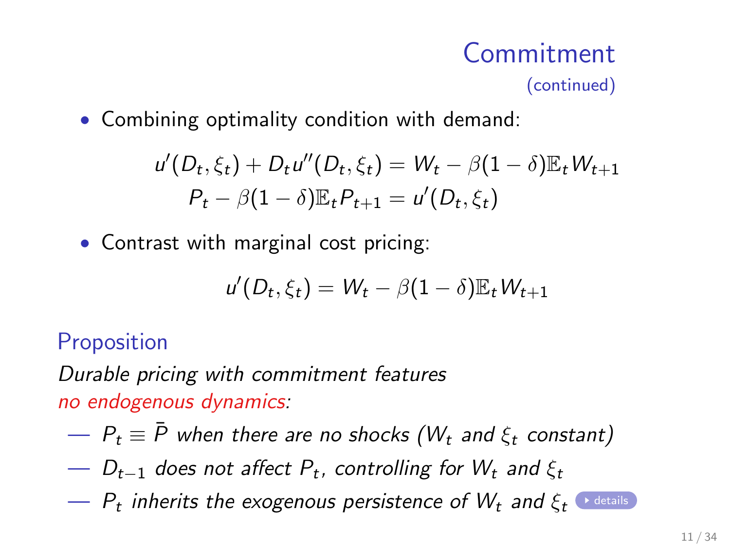## Commitment (continued)

- Combining optimality condition with demand:

$$u'(D_t, \xi_t) + D_t u''(D_t, \xi_t) = W_t - \beta(1-\delta)\mathbb{E}_t W_{t+1}$$
$$P_t - \beta(1-\delta)\mathbb{E}_t P_{t+1} = u'(D_t, \xi_t)$$

- Contrast with marginal cost pricing:

$$u'(D_t, \xi_t) = W_t - \beta(1-\delta)\mathbb{E}_t W_{t+1}$$

### Proposition

*Durable pricing with commitment features no endogenous dynamics:*

- *$P_t \equiv \bar{P}$ when there are no shocks ($W_t$ and $\xi_t$ constant)*
- *$D_{t-1}$ does not affect $P_t$, controlling for $W_t$ and $\xi_t$*
- *$P_t$ inherits the exogenous persistence of $W_t$ and $\xi_t$* details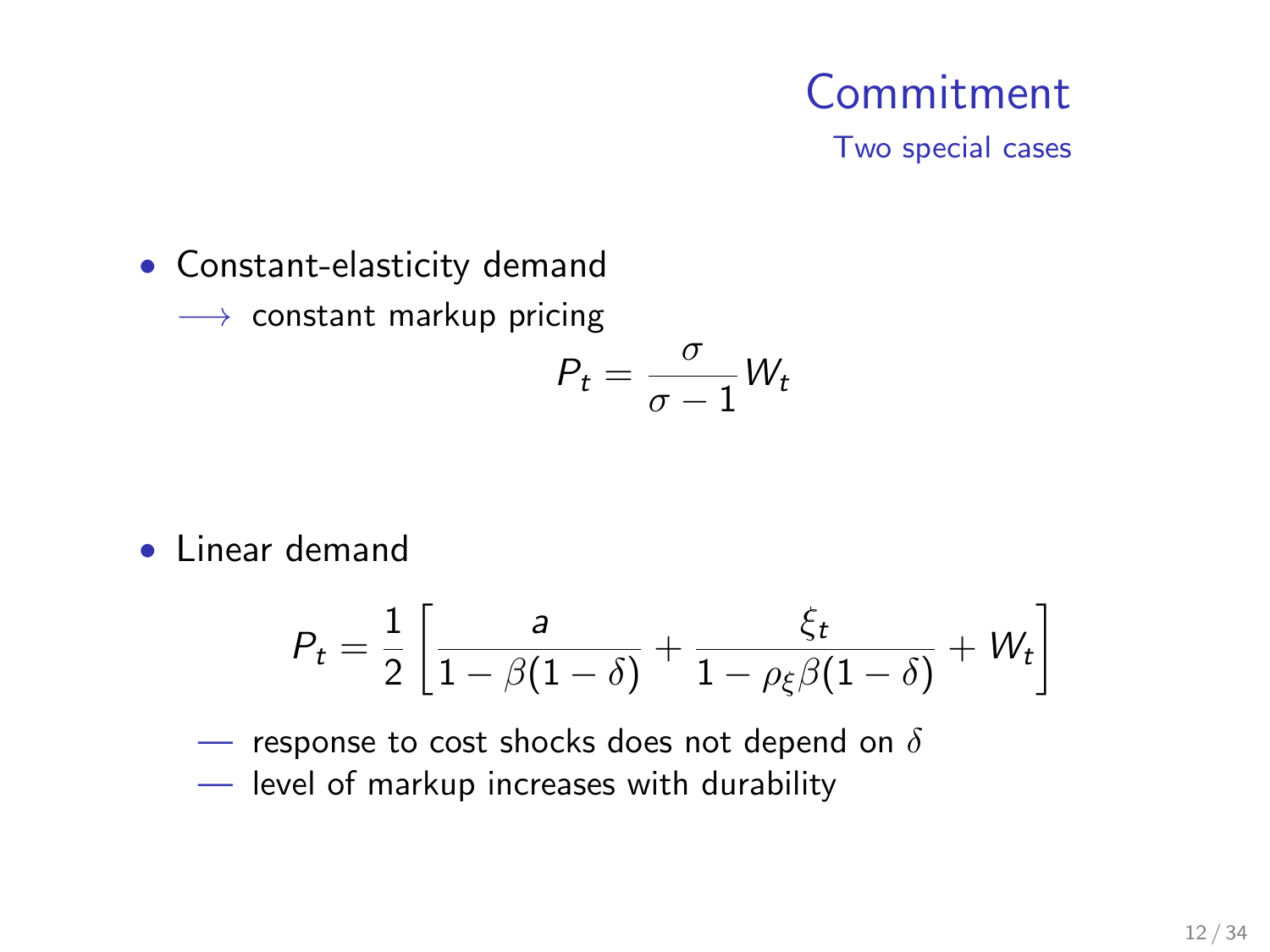# Commitment

## Two special cases

- Constant-elasticity demand

  $\longrightarrow$ constant markup pricing

$$P_t = \frac{\sigma}{\sigma - 1} W_t$$

- Linear demand

$$P_t = \frac{1}{2} \left[ \frac{a}{1 - \beta(1-\delta)} + \frac{\xi_t}{1 - \rho_\xi \beta(1-\delta)} + W_t \right]$$

  — response to cost shocks does not depend on $\delta$

  — level of markup increases with durability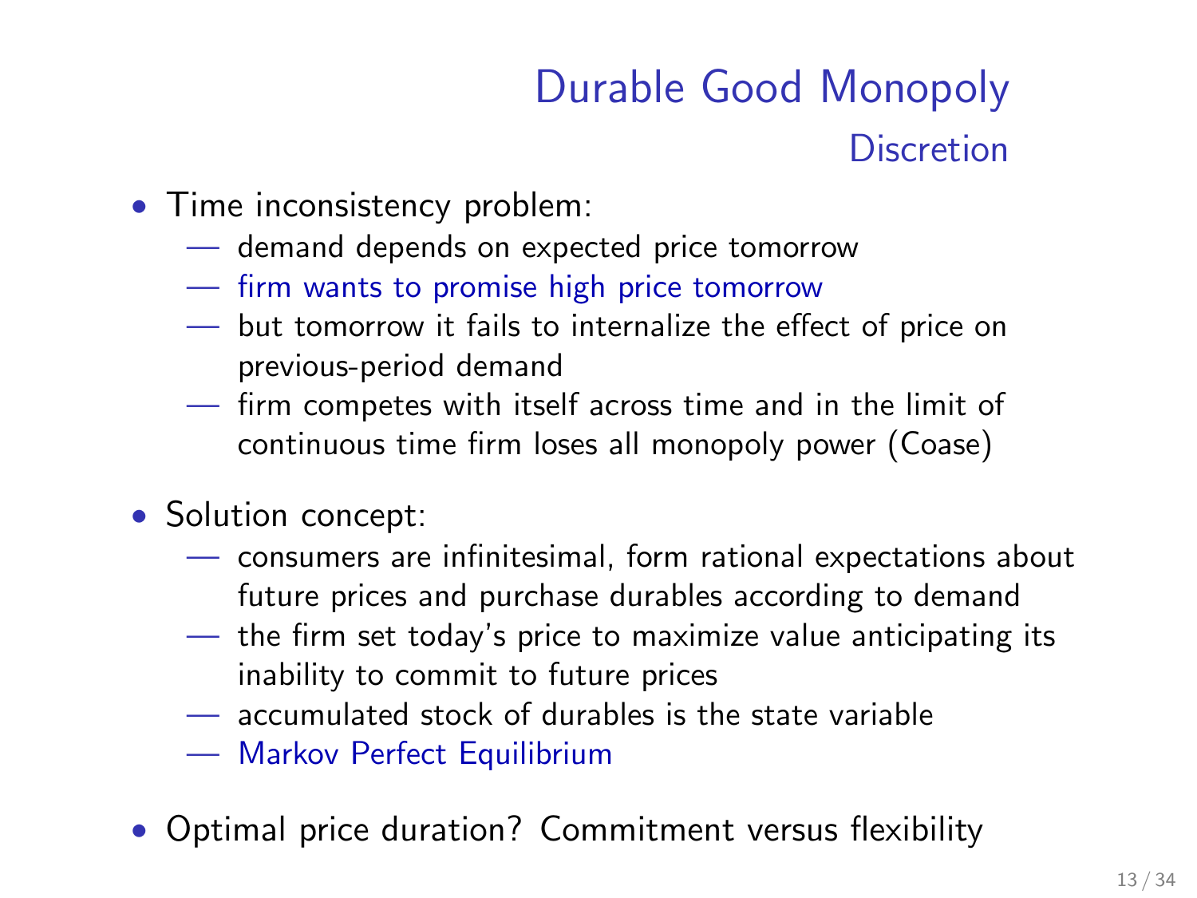# Durable Good Monopoly

## Discretion

- Time inconsistency problem:
  - — demand depends on expected price tomorrow
  - — firm wants to promise high price tomorrow
  - — but tomorrow it fails to internalize the effect of price on previous-period demand
  - — firm competes with itself across time and in the limit of continuous time firm loses all monopoly power (Coase)

- Solution concept:
  - — consumers are infinitesimal, form rational expectations about future prices and purchase durables according to demand
  - — the firm set today's price to maximize value anticipating its inability to commit to future prices
  - — accumulated stock of durables is the state variable
  - — Markov Perfect Equilibrium

- Optimal price duration? Commitment versus flexibility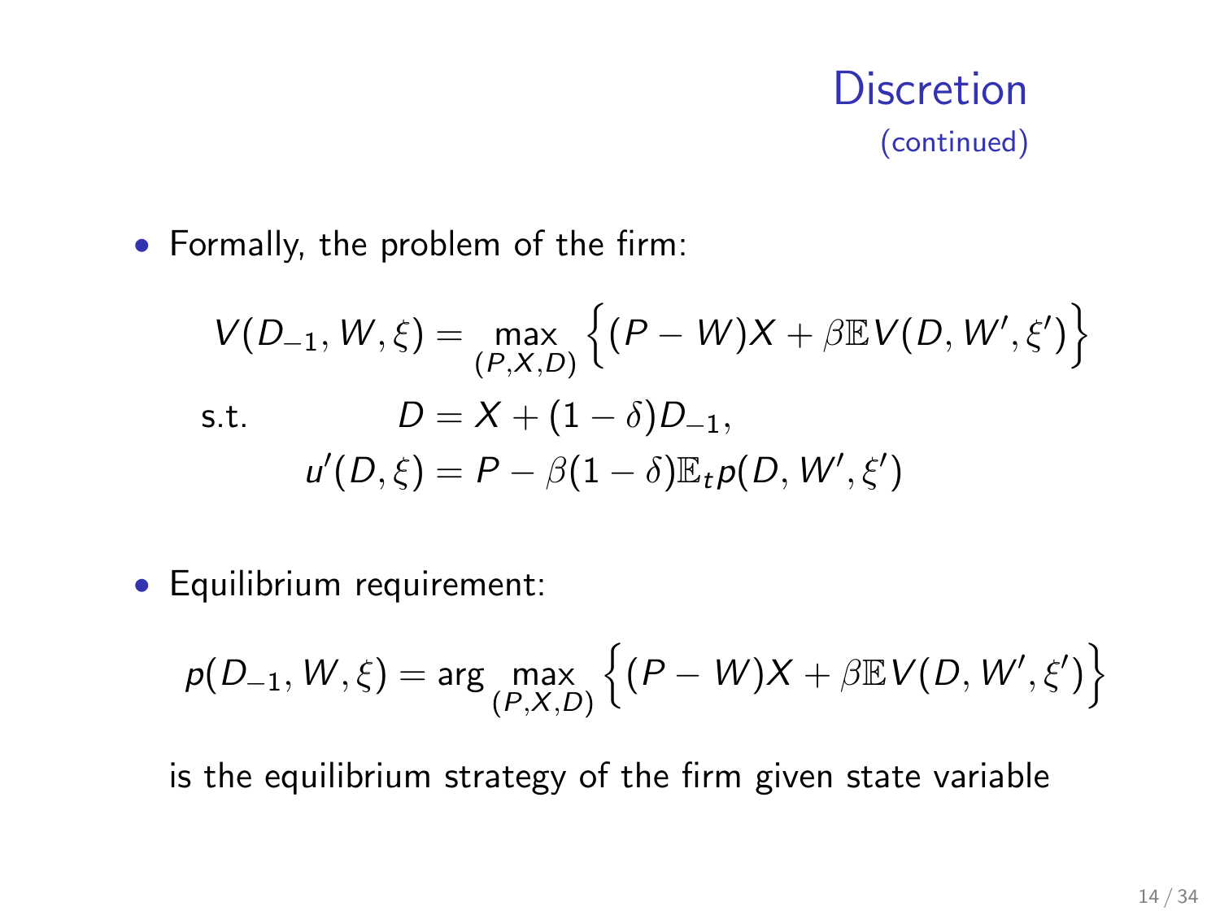# Discretion (continued)

- Formally, the problem of the firm:

$$
\begin{aligned}
V(D_{-1}, W, \xi) &= \max_{(P,X,D)} \left\{ (P - W)X + \beta \mathbb{E} V(D, W', \xi') \right\} \\
\text{s.t.} \qquad D &= X + (1 - \delta) D_{-1}, \\
u'(D, \xi) &= P - \beta(1 - \delta)\mathbb{E}_t p(D, W', \xi')
\end{aligned}
$$

- Equilibrium requirement:

$$
p(D_{-1}, W, \xi) = \arg \max_{(P,X,D)} \left\{ (P - W)X + \beta \mathbb{E} V(D, W', \xi') \right\}
$$

is the equilibrium strategy of the firm given state variable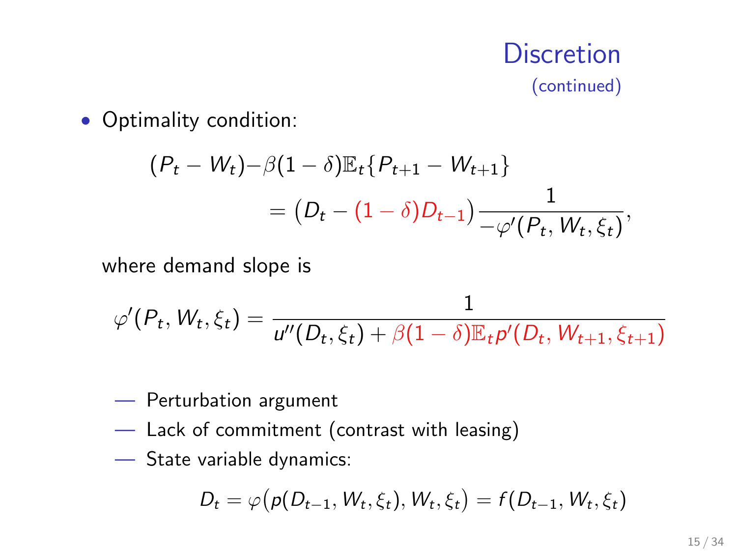# Discretion
(continued)

- Optimality condition:

$$
\begin{aligned}
(P_t - W_t) - \beta(1-\delta)\mathbb{E}_t\{P_{t+1} - W_{t+1}\} \\
= \big(D_t - (1-\delta)D_{t-1}\big)\frac{1}{-\varphi'(P_t, W_t, \xi_t)},
\end{aligned}
$$

where demand slope is

$$
\varphi'(P_t, W_t, \xi_t) = \frac{1}{u''(D_t, \xi_t) + \beta(1-\delta)\mathbb{E}_t p'(D_t, W_{t+1}, \xi_{t+1})}
$$

- — Perturbation argument
- — Lack of commitment (contrast with leasing)
- — State variable dynamics:

$$
D_t = \varphi\big(p(D_{t-1}, W_t, \xi_t), W_t, \xi_t\big) = f(D_{t-1}, W_t, \xi_t)
$$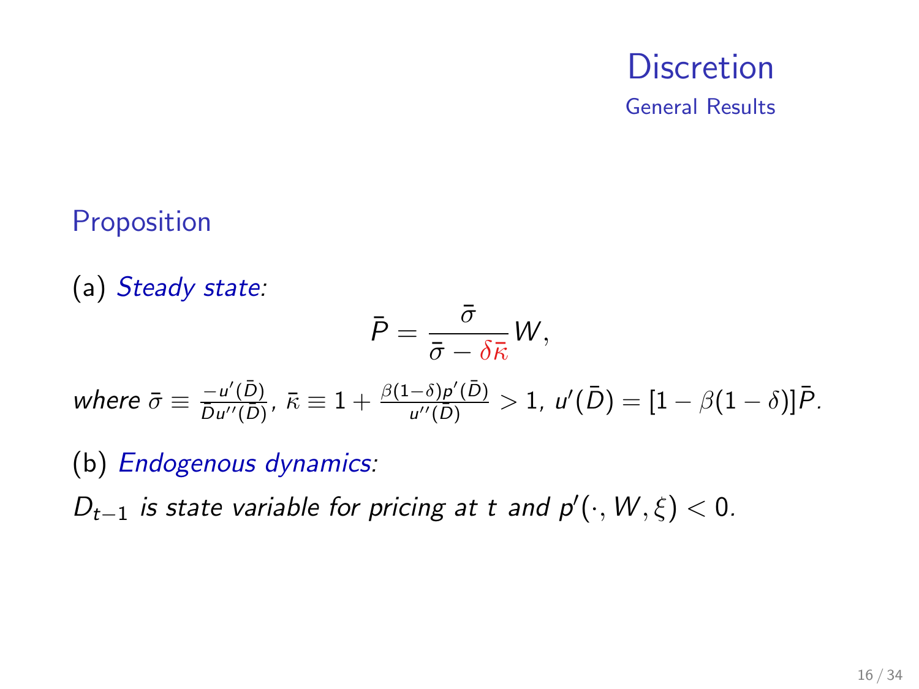# Discretion

## General Results

### Proposition

(a) *Steady state:*

$$\bar{P} = \frac{\bar{\sigma}}{\bar{\sigma} - \delta \bar{\kappa}} W,$$

*where* $\bar{\sigma} \equiv \frac{-u'(\bar{D})}{\bar{D} u''(\bar{D})}$, $\bar{\kappa} \equiv 1 + \frac{\beta(1-\delta)p'(\bar{D})}{u''(\bar{D})} > 1$, $u'(\bar{D}) = [1 - \beta(1-\delta)]\bar{P}$.

(b) *Endogenous dynamics:*

$D_{t-1}$ *is state variable for pricing at* $t$ *and* $p'(\cdot, W, \xi) < 0$.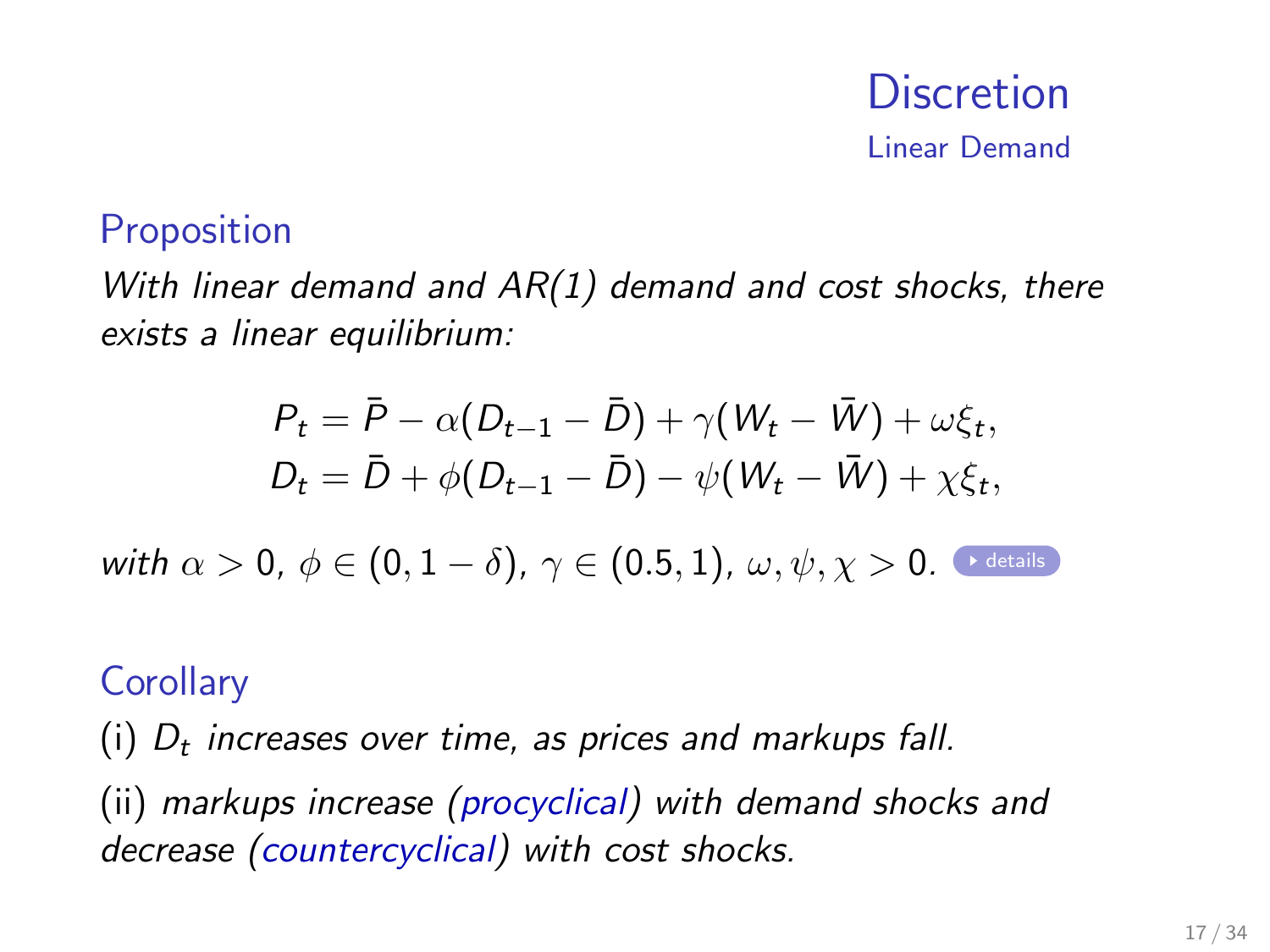# Discretion

## Linear Demand

### Proposition

*With linear demand and AR(1) demand and cost shocks, there exists a linear equilibrium:*

$$
\begin{aligned}
P_t &= \bar{P} - \alpha(D_{t-1} - \bar{D}) + \gamma(W_t - \bar{W}) + \omega\xi_t, \\
D_t &= \bar{D} + \phi(D_{t-1} - \bar{D}) - \psi(W_t - \bar{W}) + \chi\xi_t,
\end{aligned}
$$

*with* $\alpha > 0$, $\phi \in (0, 1 - \delta)$, $\gamma \in (0.5, 1)$, $\omega, \psi, \chi > 0$. details

### Corollary

(i) $D_t$ *increases over time, as prices and markups fall.*

(ii) *markups increase (procyclical) with demand shocks and decrease (countercyclical) with cost shocks.*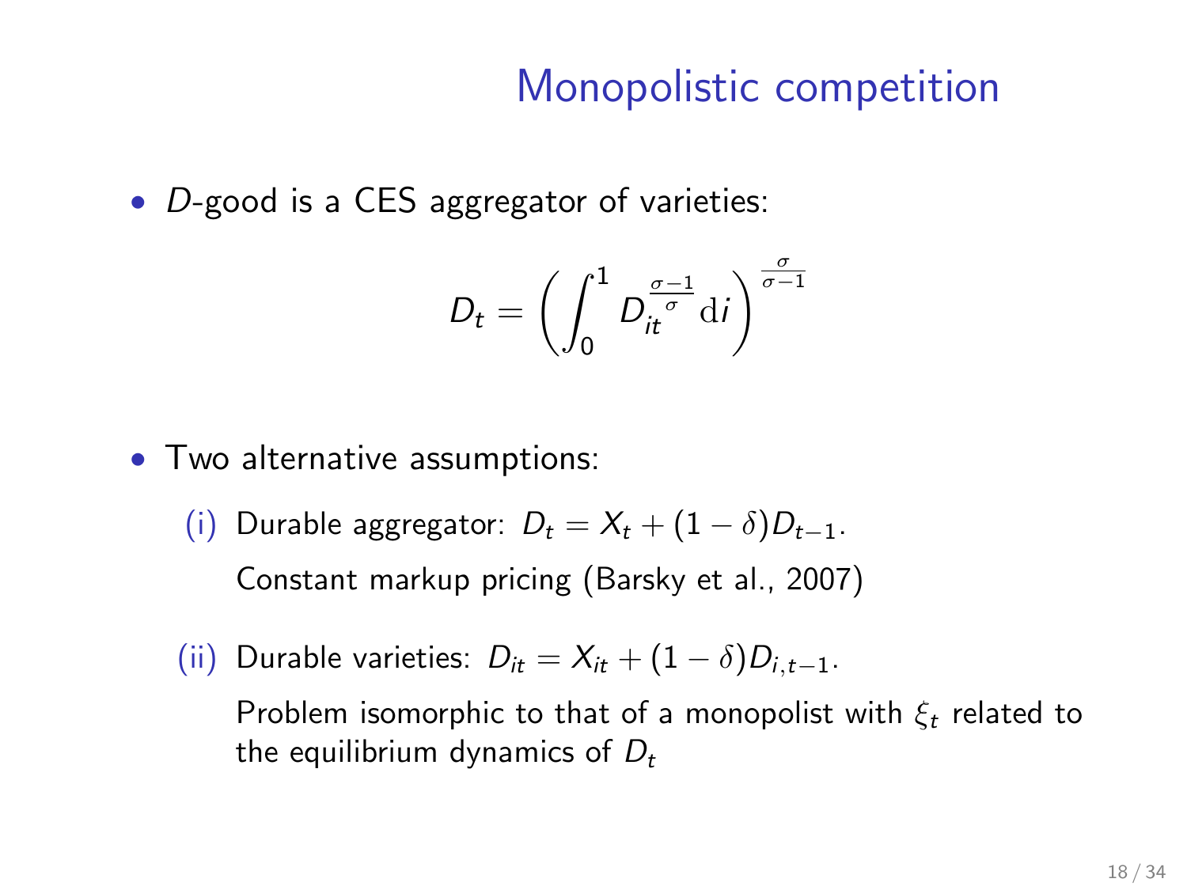# Monopolistic competition

- $D$-good is a CES aggregator of varieties:

$$D_t = \left( \int_0^1 D_{it}^{\frac{\sigma-1}{\sigma}} \mathrm{d}i \right)^{\frac{\sigma}{\sigma-1}}$$

- Two alternative assumptions:

  (i) Durable aggregator: $D_t = X_t + (1-\delta)D_{t-1}$.

  Constant markup pricing (Barsky et al., 2007)

  (ii) Durable varieties: $D_{it} = X_{it} + (1-\delta)D_{i,t-1}$.

  Problem isomorphic to that of a monopolist with $\xi_t$ related to the equilibrium dynamics of $D_t$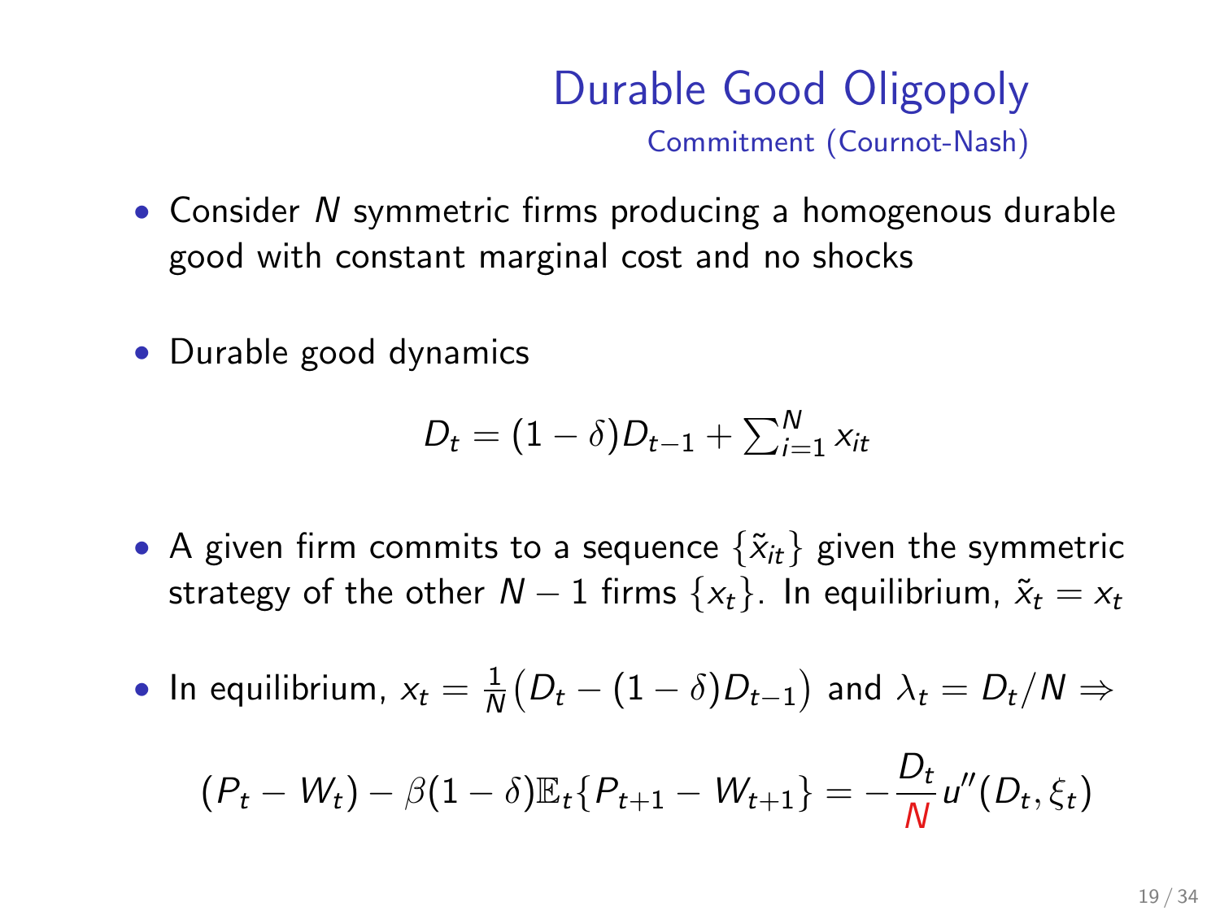# Durable Good Oligopoly

## Commitment (Cournot-Nash)

- Consider $N$ symmetric firms producing a homogenous durable good with constant marginal cost and no shocks

- Durable good dynamics

$$D_t = (1-\delta)D_{t-1} + \sum_{i=1}^{N} x_{it}$$

- A given firm commits to a sequence $\{\tilde{x}_{it}\}$ given the symmetric strategy of the other $N-1$ firms $\{x_t\}$. In equilibrium, $\tilde{x}_t = x_t$

- In equilibrium, $x_t = \frac{1}{N}\big(D_t - (1-\delta)D_{t-1}\big)$ and $\lambda_t = D_t/N \Rightarrow$

$$(P_t - W_t) - \beta(1-\delta)\mathbb{E}_t\{P_{t+1} - W_{t+1}\} = -\frac{D_t}{N}u''(D_t, \xi_t)$$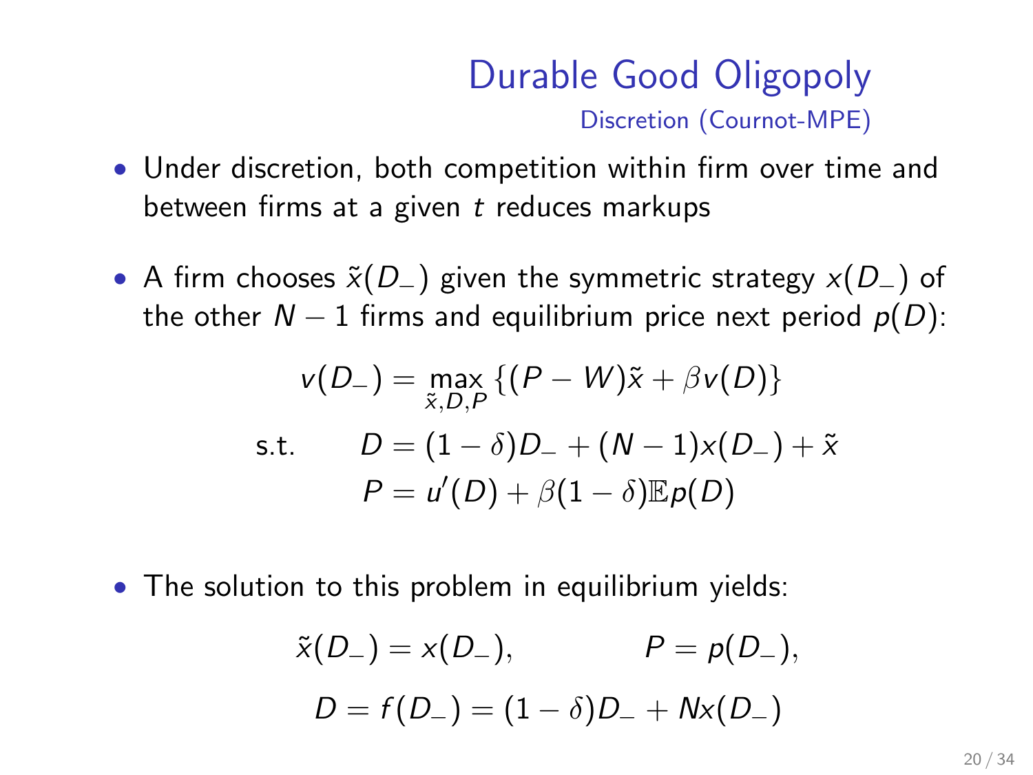# Durable Good Oligopoly

## Discretion (Cournot-MPE)

- Under discretion, both competition within firm over time and between firms at a given $t$ reduces markups

- A firm chooses $\tilde{x}(D_-)$ given the symmetric strategy $x(D_-)$ of the other $N-1$ firms and equilibrium price next period $p(D)$:

$$
\begin{aligned}
v(D_-) &= \max_{\tilde{x},D,P} \left\{ (P - W)\tilde{x} + \beta v(D) \right\} \\
\text{s.t.} \qquad D &= (1-\delta)D_- + (N-1)x(D_-) + \tilde{x} \\
P &= u'(D) + \beta(1-\delta)\mathbb{E}p(D)
\end{aligned}
$$

- The solution to this problem in equilibrium yields:

$$
\tilde{x}(D_-) = x(D_-), \qquad\qquad P = p(D_-),
$$

$$
D = f(D_-) = (1-\delta)D_- + Nx(D_-)
$$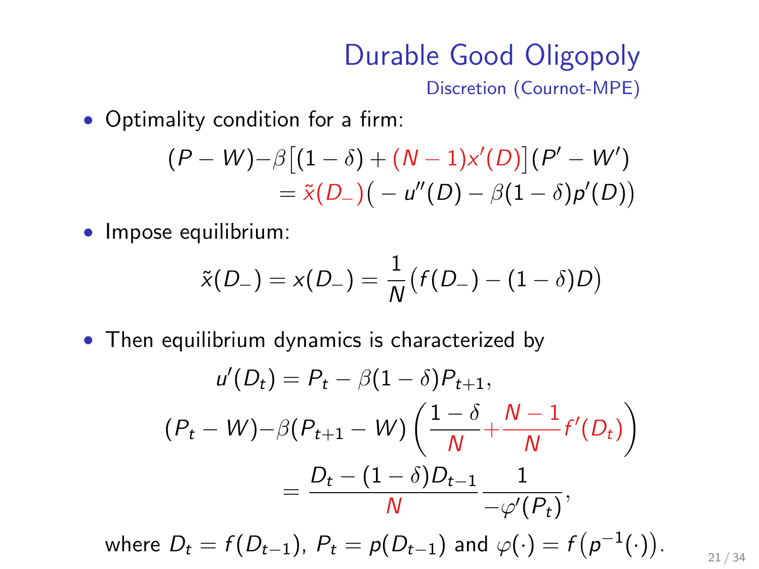# Durable Good Oligopoly

## Discretion (Cournot-MPE)

- Optimality condition for a firm:

$$(P - W) - \beta\big[(1-\delta) + (N-1)x'(D)\big](P' - W') = \tilde{x}(D_-)\big(-u''(D) - \beta(1-\delta)p'(D)\big)$$

- Impose equilibrium:

$$\tilde{x}(D_-) = x(D_-) = \frac{1}{N}\big(f(D_-) - (1-\delta)D\big)$$

- Then equilibrium dynamics is characterized by

$$u'(D_t) = P_t - \beta(1-\delta)P_{t+1},$$

$$(P_t - W) - \beta(P_{t+1} - W)\left(\frac{1-\delta}{N} + \frac{N-1}{N}f'(D_t)\right) = \frac{D_t - (1-\delta)D_{t-1}}{N}\frac{1}{-\varphi'(P_t)},$$

where $D_t = f(D_{t-1})$, $P_t = p(D_{t-1})$ and $\varphi(\cdot) = f\big(p^{-1}(\cdot)\big)$.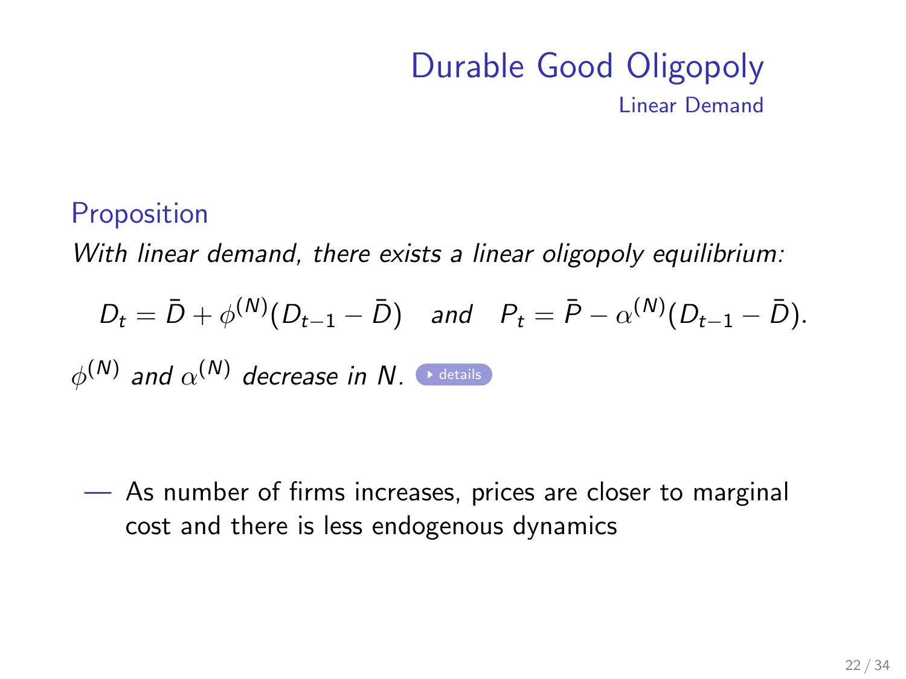# Durable Good Oligopoly

## Linear Demand

### Proposition

*With linear demand, there exists a linear oligopoly equilibrium:*

$$D_t = \bar{D} + \phi^{(N)}(D_{t-1} - \bar{D}) \quad \textit{and} \quad P_t = \bar{P} - \alpha^{(N)}(D_{t-1} - \bar{D}).$$

$\phi^{(N)}$ *and* $\alpha^{(N)}$ *decrease in* $N$. ▸ details

— As number of firms increases, prices are closer to marginal cost and there is less endogenous dynamics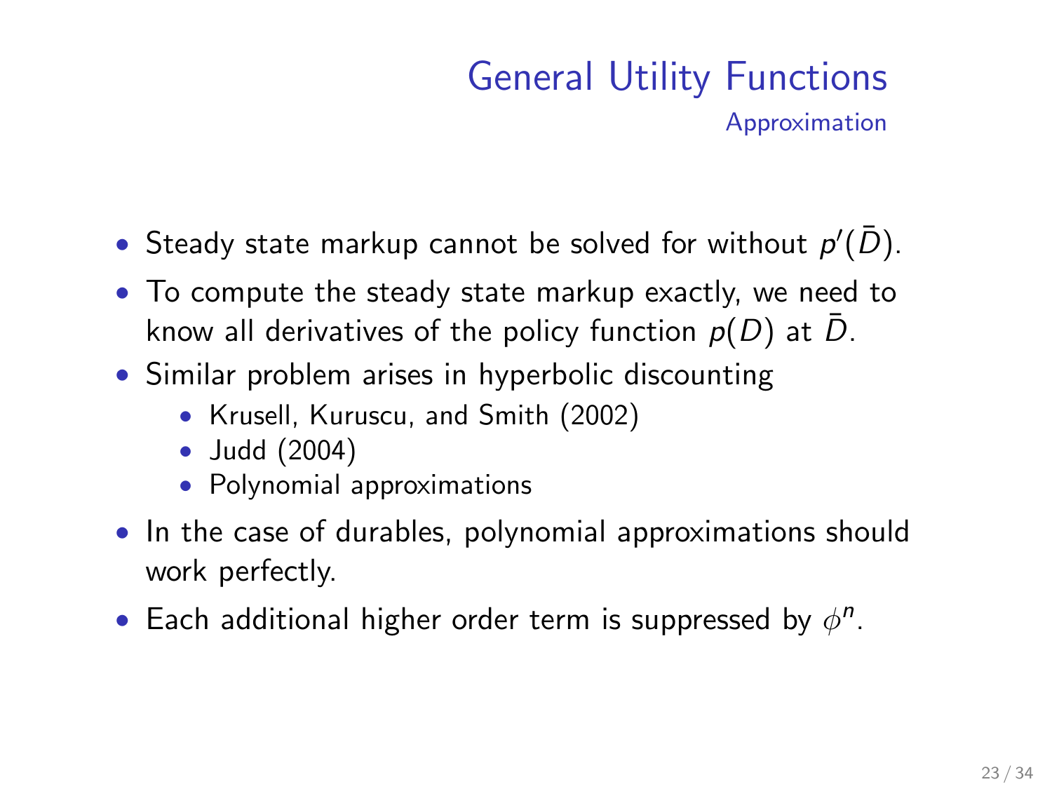# General Utility Functions

## Approximation

- Steady state markup cannot be solved for without $p'(\bar{D})$.
- To compute the steady state markup exactly, we need to know all derivatives of the policy function $p(D)$ at $\bar{D}$.
- Similar problem arises in hyperbolic discounting
  - Krusell, Kuruscu, and Smith (2002)
  - Judd (2004)
  - Polynomial approximations
- In the case of durables, polynomial approximations should work perfectly.
- Each additional higher order term is suppressed by $\phi^n$.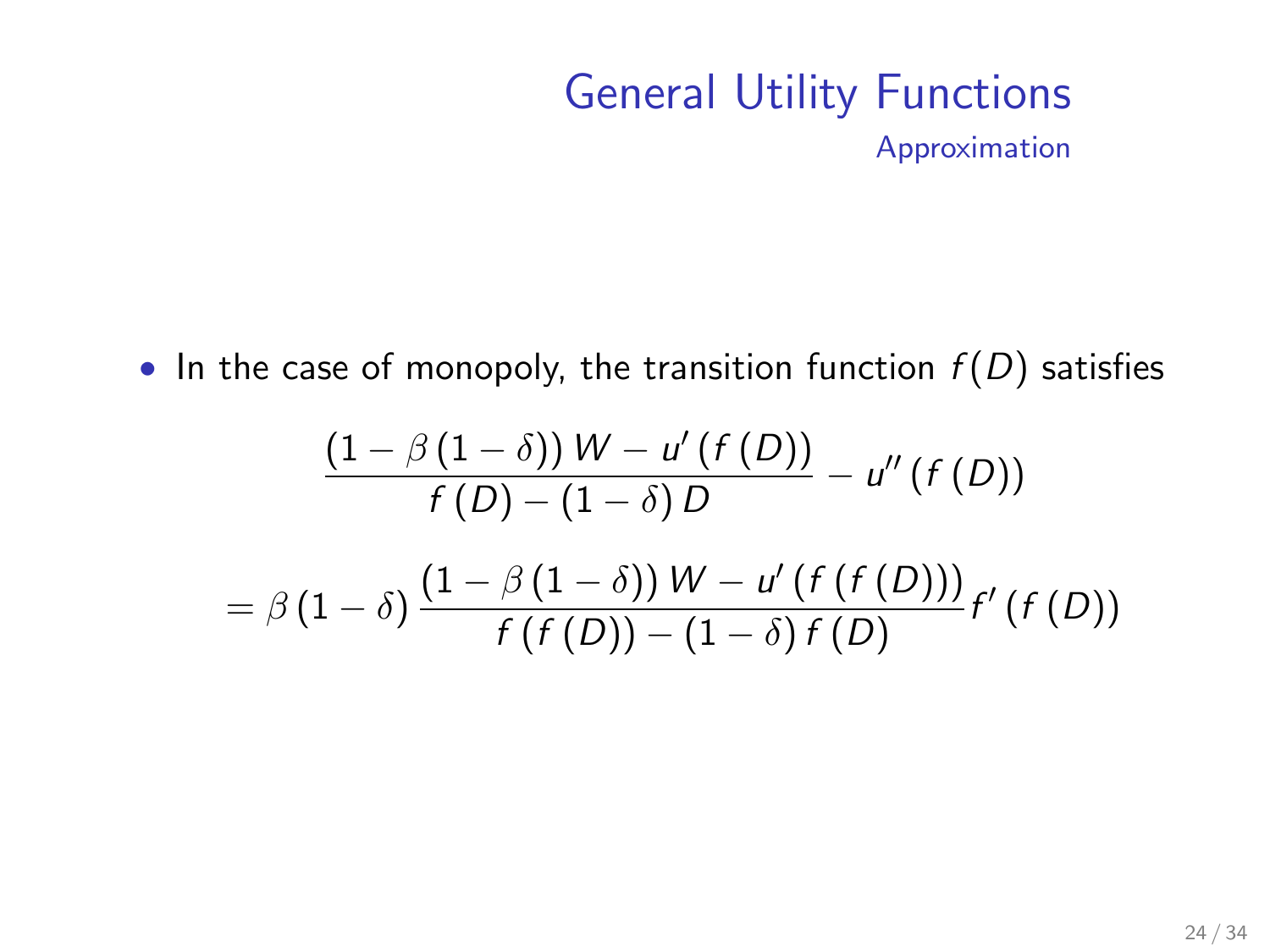## General Utility Functions

### Approximation

- In the case of monopoly, the transition function $f(D)$ satisfies

$$
\frac{(1-\beta(1-\delta))W - u'(f(D))}{f(D)-(1-\delta)D} - u''(f(D))
$$

$$
= \beta(1-\delta)\frac{(1-\beta(1-\delta))W - u'(f(f(D)))}{f(f(D))-(1-\delta)f(D)}f'(f(D))
$$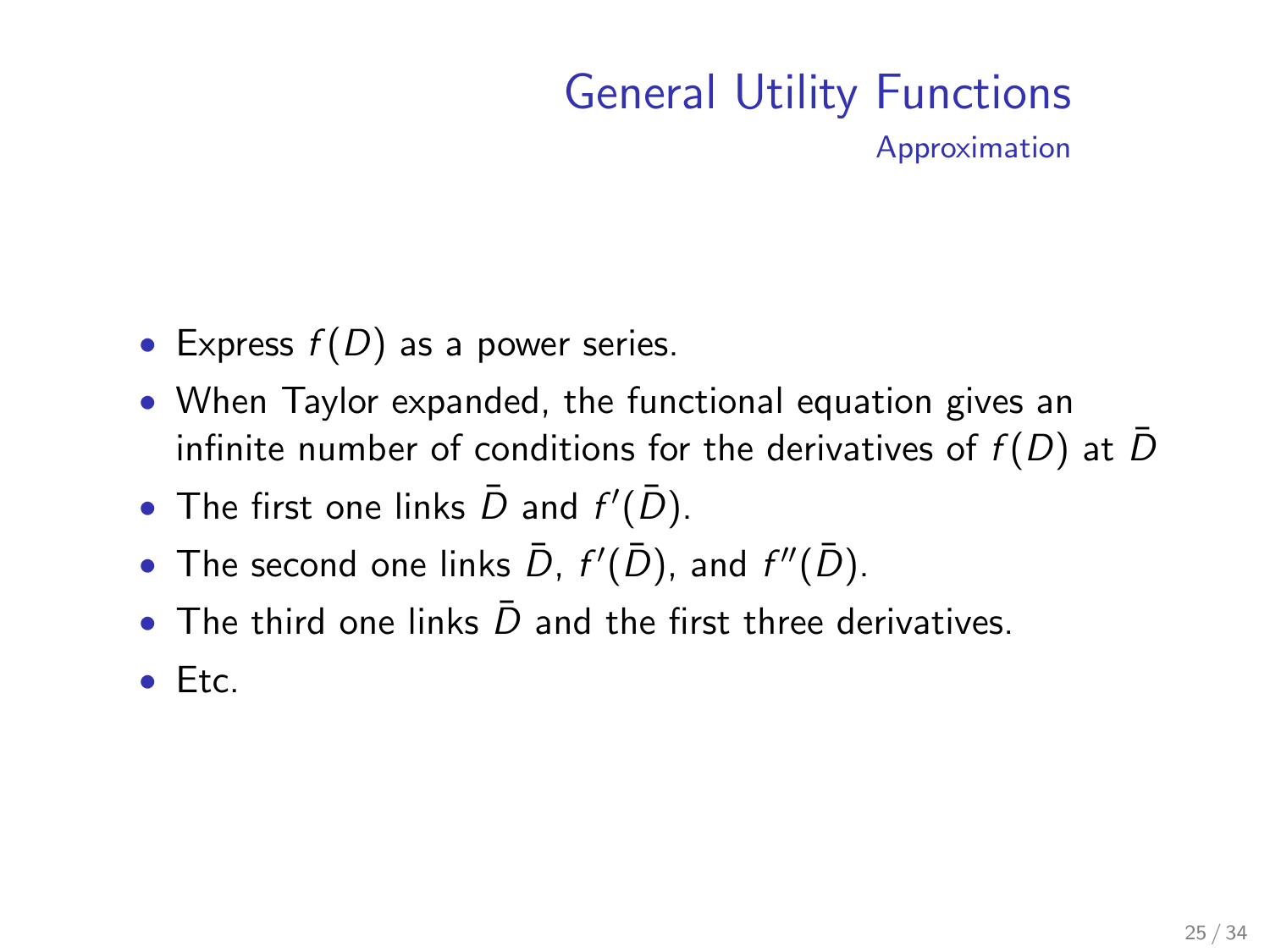# General Utility Functions

## Approximation

- Express $f(D)$ as a power series.
- When Taylor expanded, the functional equation gives an infinite number of conditions for the derivatives of $f(D)$ at $\bar{D}$
- The first one links $\bar{D}$ and $f'(\bar{D})$.
- The second one links $\bar{D}$, $f'(\bar{D})$, and $f''(\bar{D})$.
- The third one links $\bar{D}$ and the first three derivatives.
- Etc.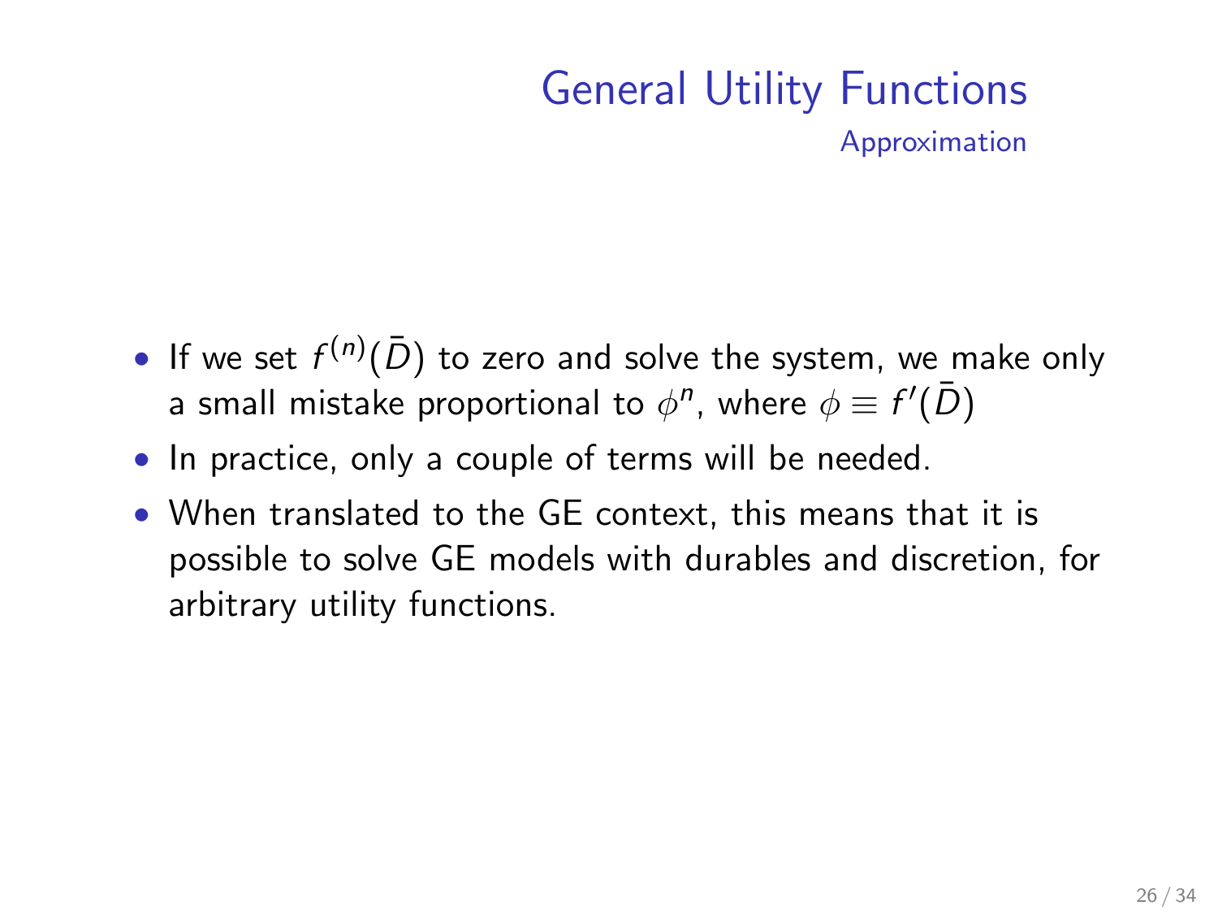# General Utility Functions

## Approximation

- If we set $f^{(n)}(\bar{D})$ to zero and solve the system, we make only a small mistake proportional to $\phi^n$, where $\phi \equiv f'(\bar{D})$
- In practice, only a couple of terms will be needed.
- When translated to the GE context, this means that it is possible to solve GE models with durables and discretion, for arbitrary utility functions.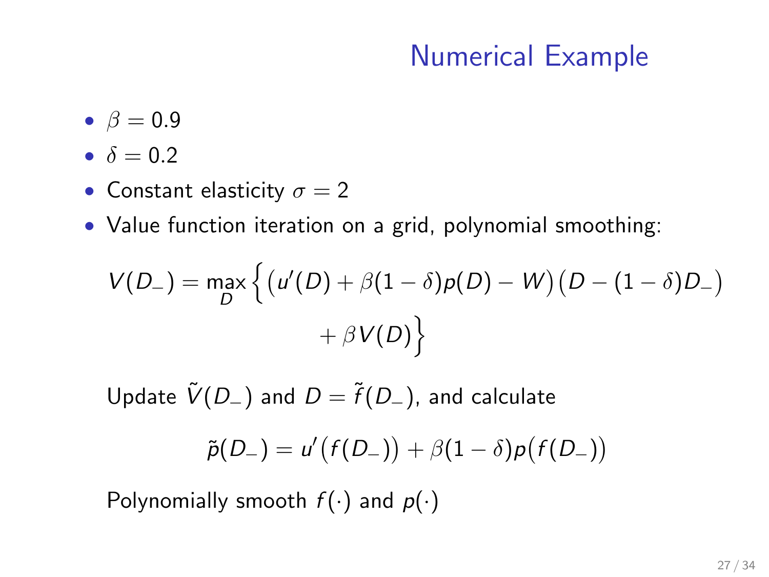# Numerical Example

- $\beta = 0.9$
- $\delta = 0.2$
- Constant elasticity $\sigma = 2$
- Value function iteration on a grid, polynomial smoothing:

$$V(D_-) = \max_D \Big\{ \big(u'(D) + \beta(1-\delta)p(D) - W\big)\big(D - (1-\delta)D_-\big) + \beta V(D) \Big\}$$

Update $\tilde{V}(D_-)$ and $D = \tilde{f}(D_-)$, and calculate

$$\tilde{p}(D_-) = u'\big(f(D_-)\big) + \beta(1-\delta)p\big(f(D_-)\big)$$

Polynomially smooth $f(\cdot)$ and $p(\cdot)$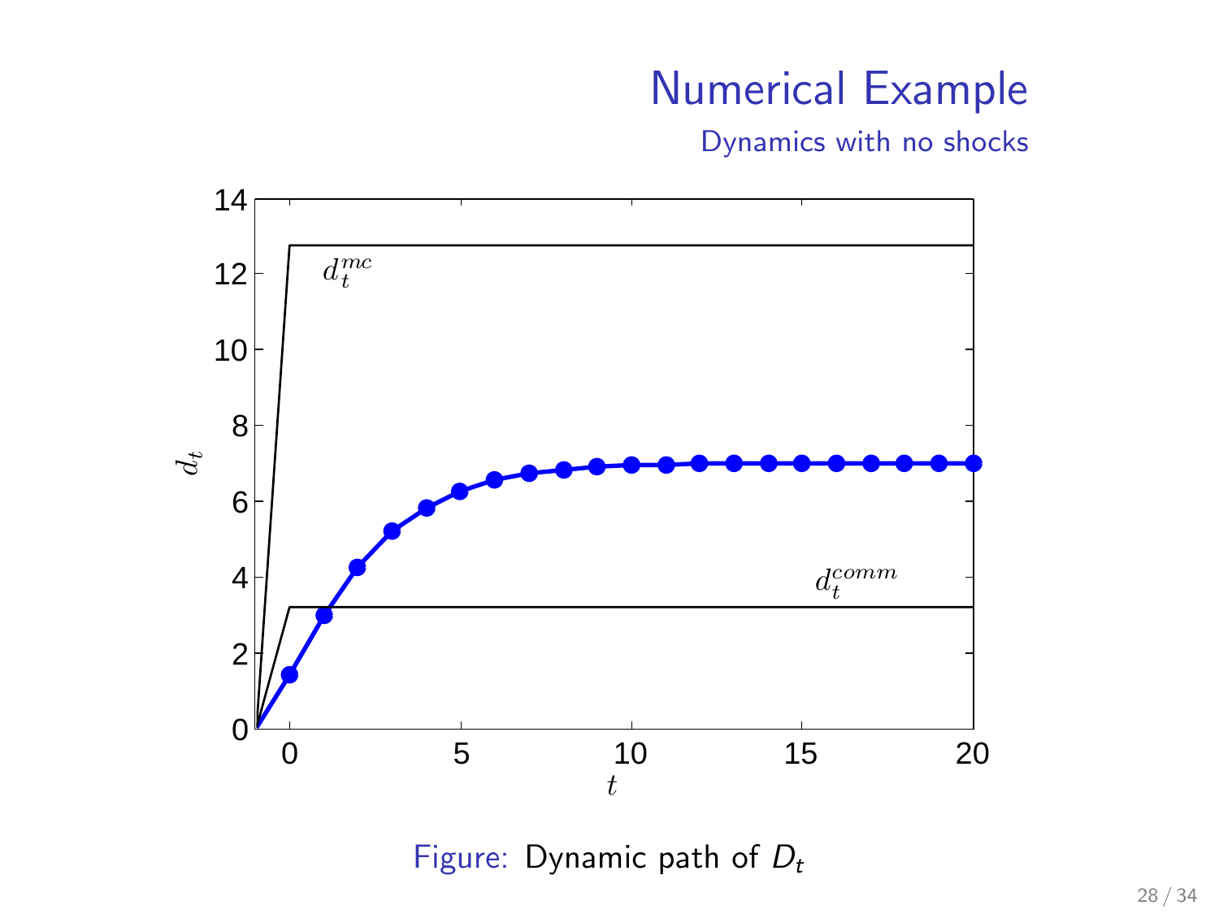# Numerical Example

## Dynamics with no shocks

Figure: Dynamic path of $D_t$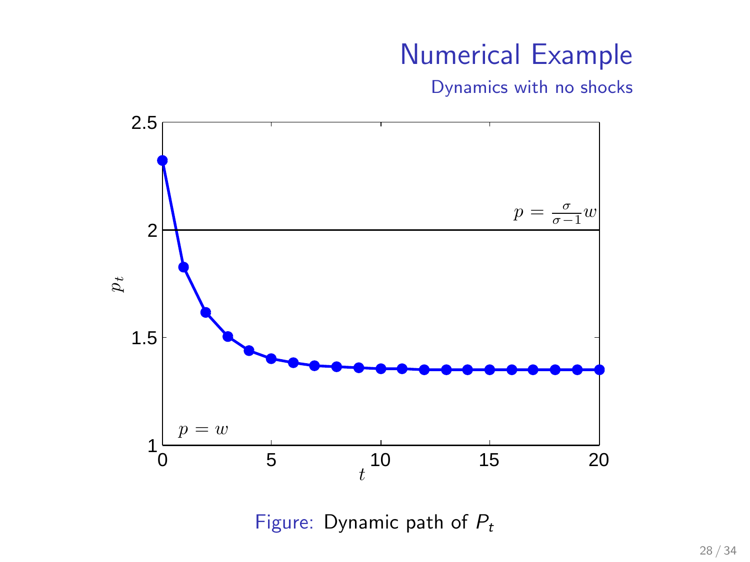# Numerical Example

## Dynamics with no shocks

Figure: Dynamic path of $P_t$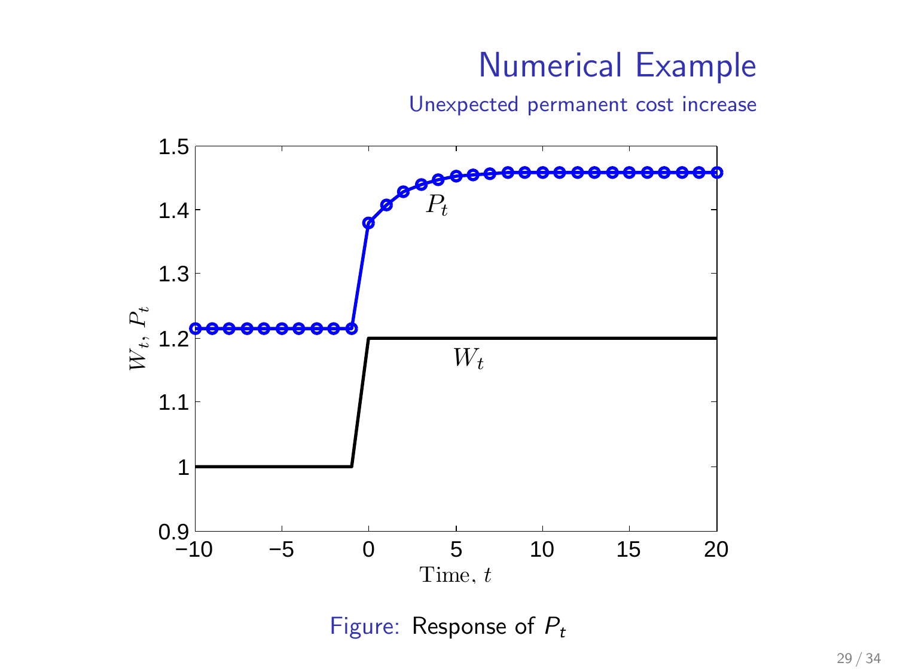# Numerical Example

## Unexpected permanent cost increase

Figure: Response of $P_t$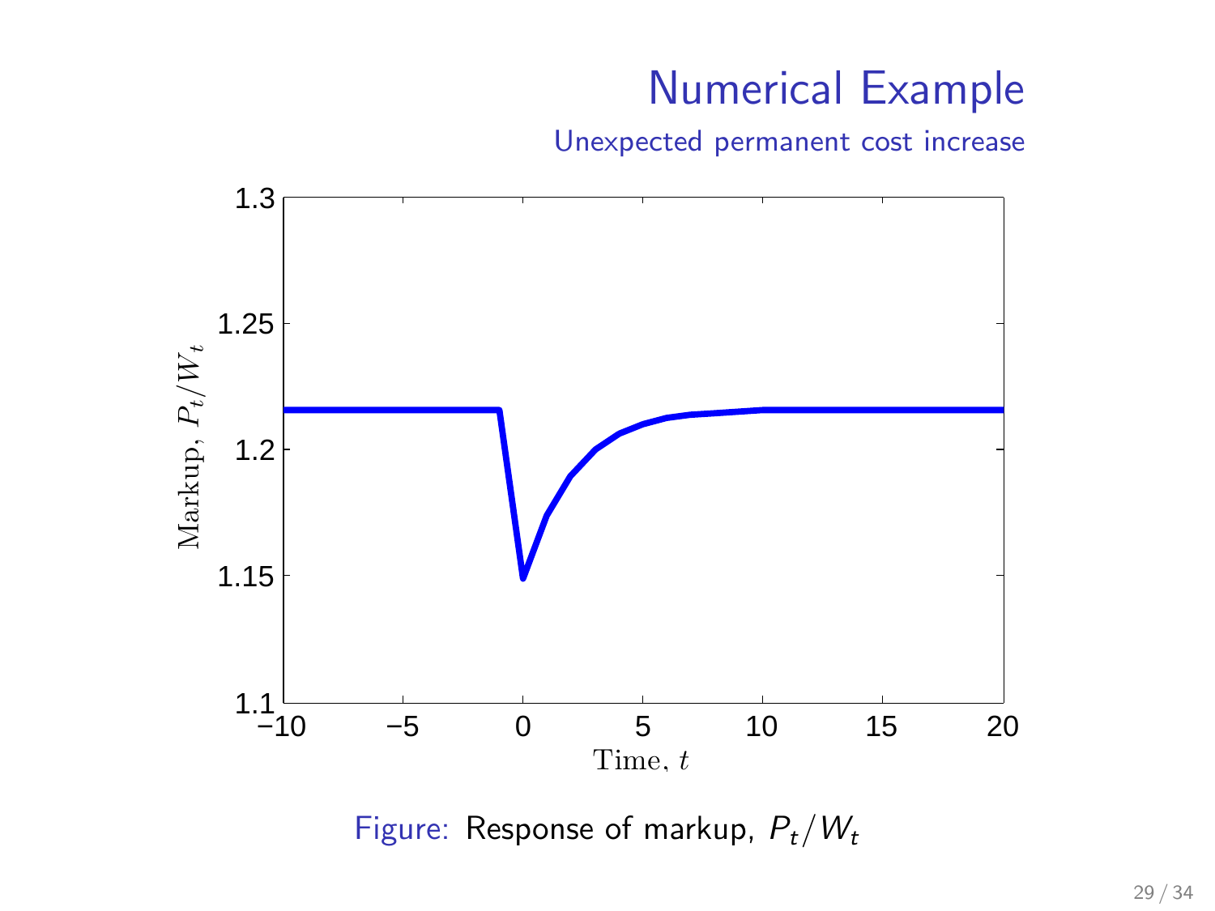# Numerical Example

## Unexpected permanent cost increase

Figure: Response of markup, $P_t/W_t$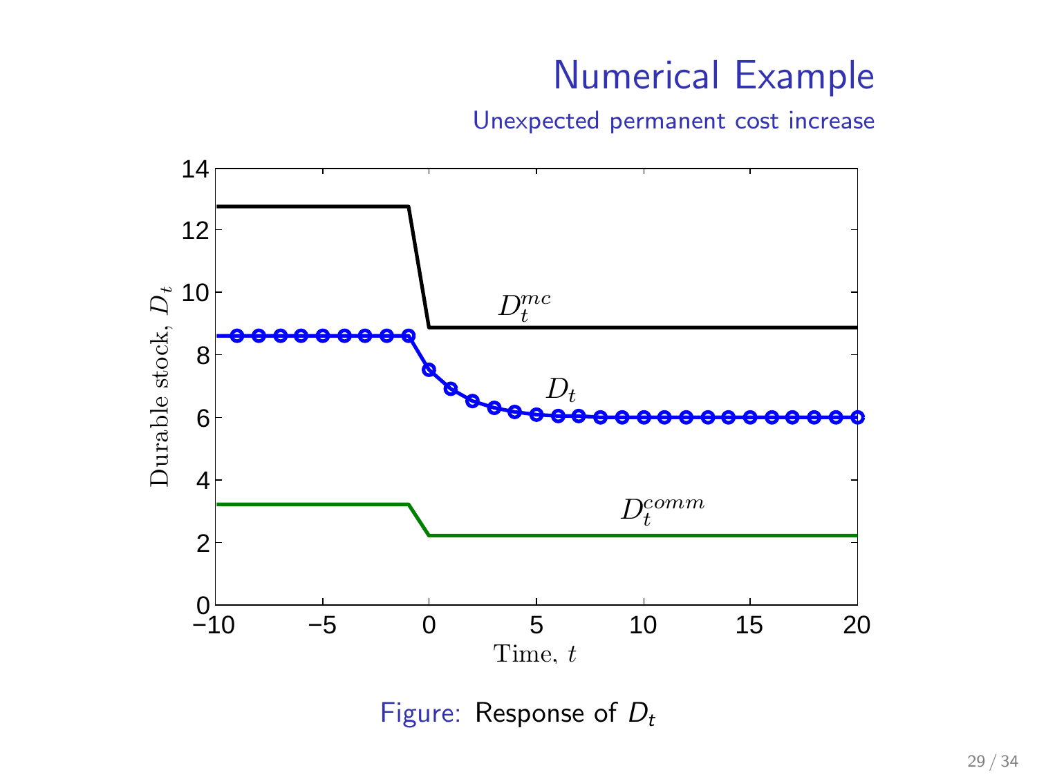# Numerical Example

Unexpected permanent cost increase

Figure: Response of $D_t$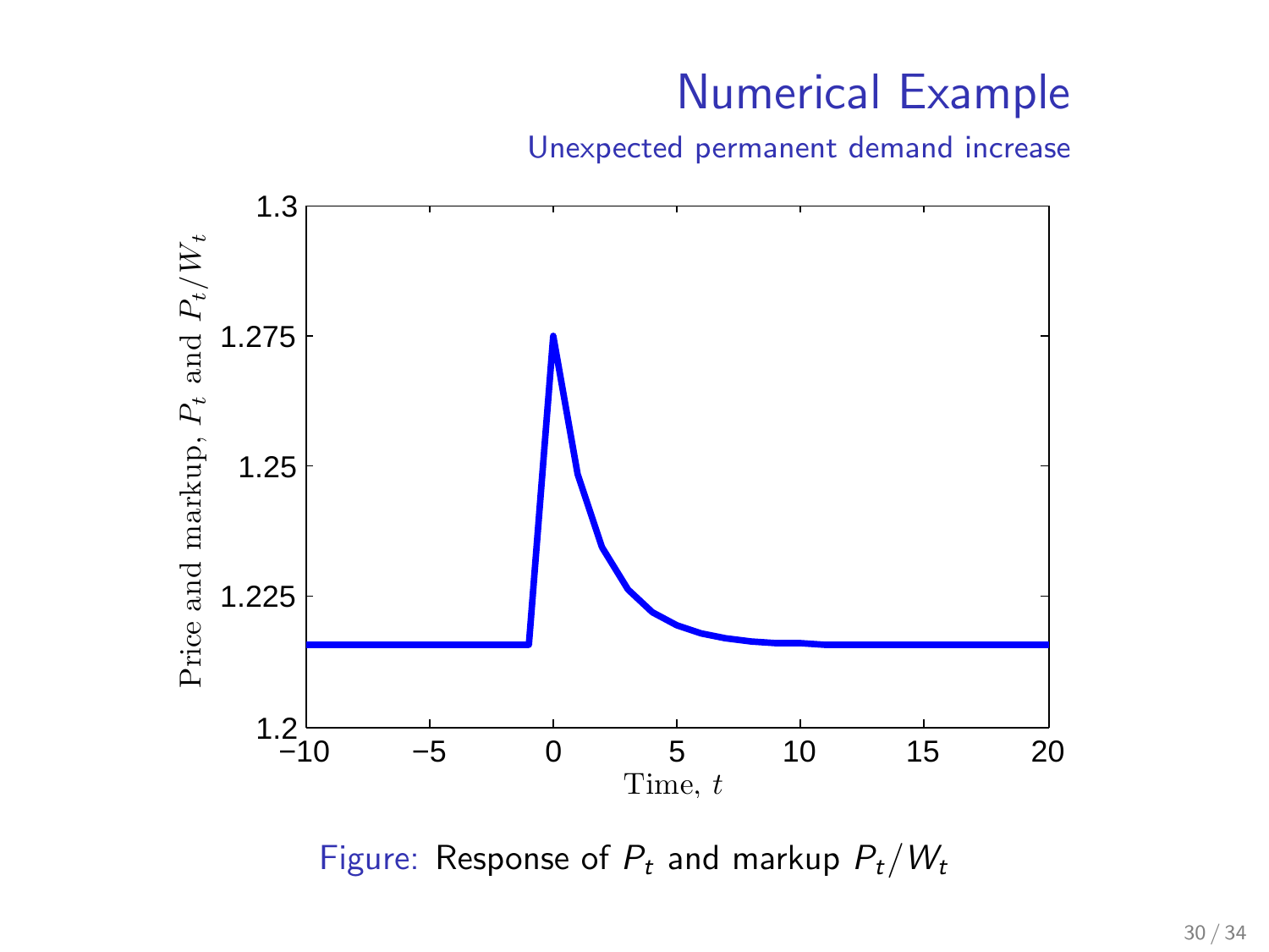# Numerical Example

## Unexpected permanent demand increase

Figure: Response of $P_t$ and markup $P_t/W_t$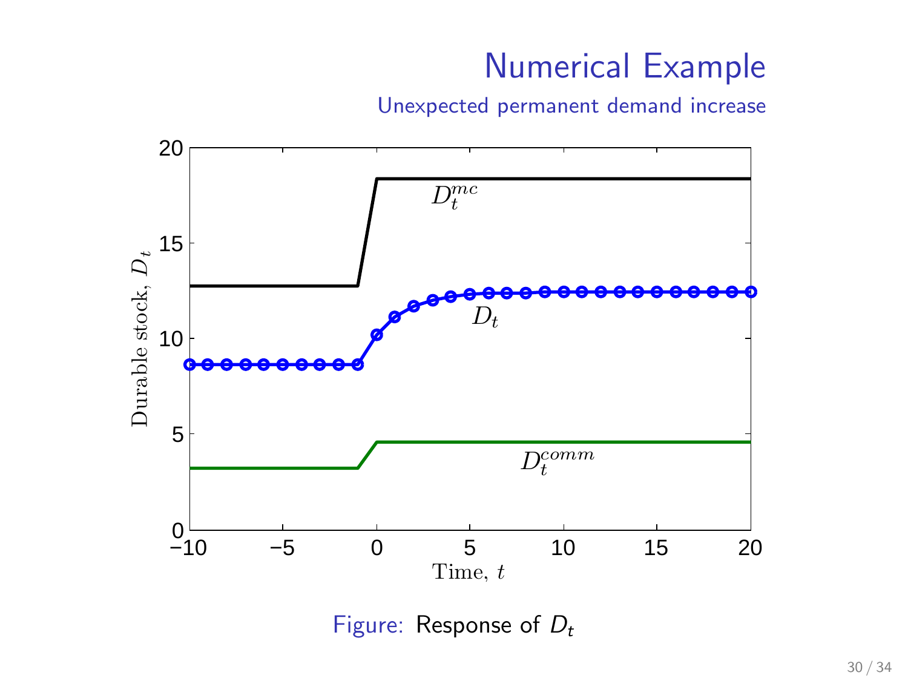# Numerical Example

## Unexpected permanent demand increase

Figure: Response of $D_t$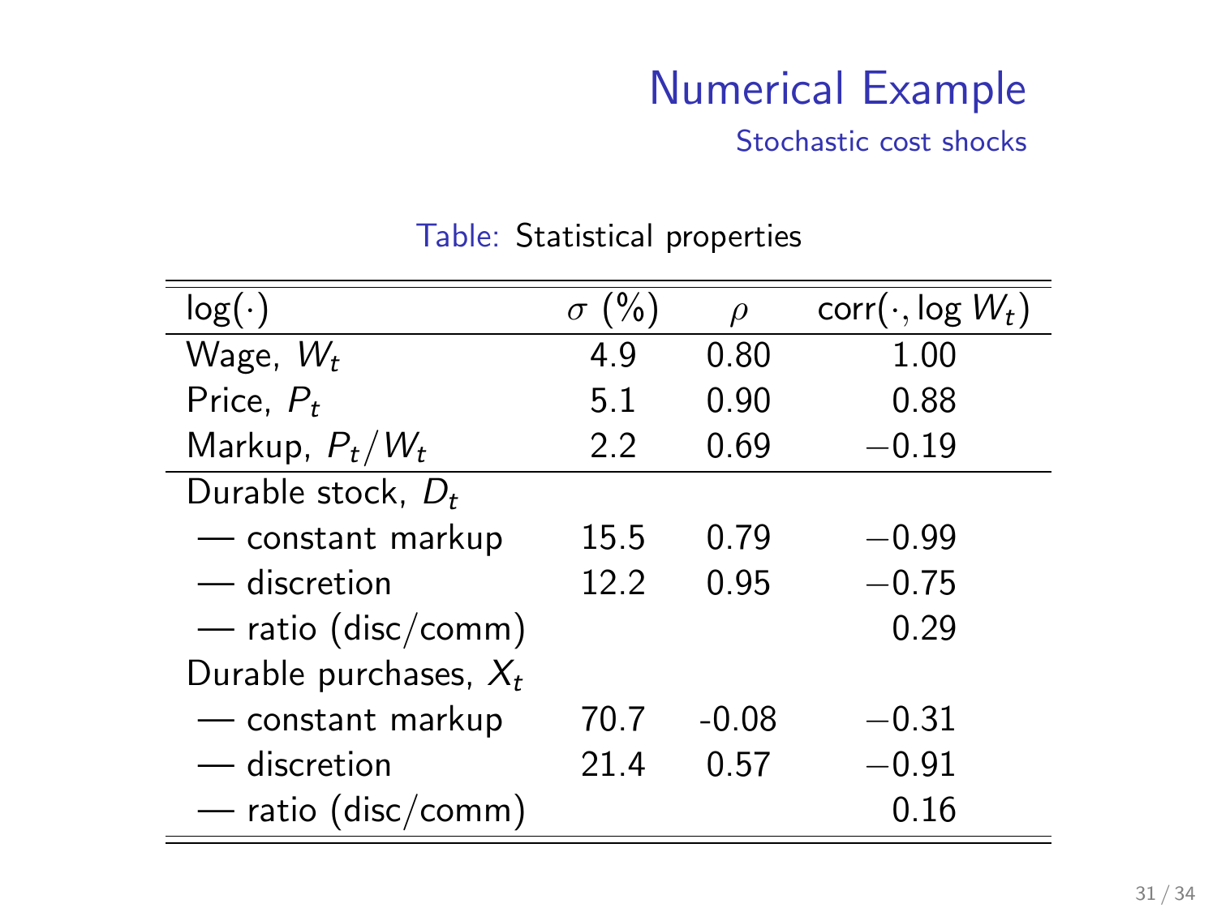# Numerical Example

## Stochastic cost shocks

Table: Statistical properties

| $\log(\cdot)$ | $\sigma$ (%) | $\rho$ | $\text{corr}(\cdot, \log W_t)$ |
|---|---|---|---|
| Wage, $W_t$ | 4.9 | 0.80 | 1.00 |
| Price, $P_t$ | 5.1 | 0.90 | 0.88 |
| Markup, $P_t/W_t$ | 2.2 | 0.69 | $-0.19$ |
| Durable stock, $D_t$ | | | |
| — constant markup | 15.5 | 0.79 | $-0.99$ |
| — discretion | 12.2 | 0.95 | $-0.75$ |
| — ratio (disc/comm) | | | 0.29 |
| Durable purchases, $X_t$ | | | |
| — constant markup | 70.7 | -0.08 | $-0.31$ |
| — discretion | 21.4 | 0.57 | $-0.91$ |
| — ratio (disc/comm) | | | 0.16 |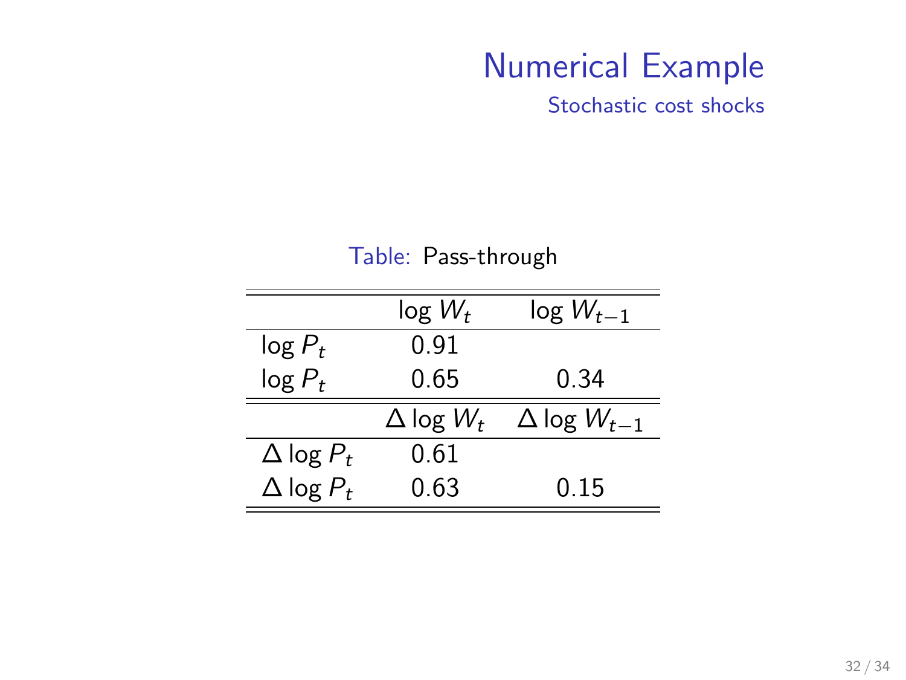# Numerical Example

## Stochastic cost shocks

Table: Pass-through

| | $\log W_t$ | $\log W_{t-1}$ |
|---|---|---|
| $\log P_t$ | 0.91 | |
| $\log P_t$ | 0.65 | 0.34 |
| | $\Delta \log W_t$ | $\Delta \log W_{t-1}$ |
| $\Delta \log P_t$ | 0.61 | |
| $\Delta \log P_t$ | 0.63 | 0.15 |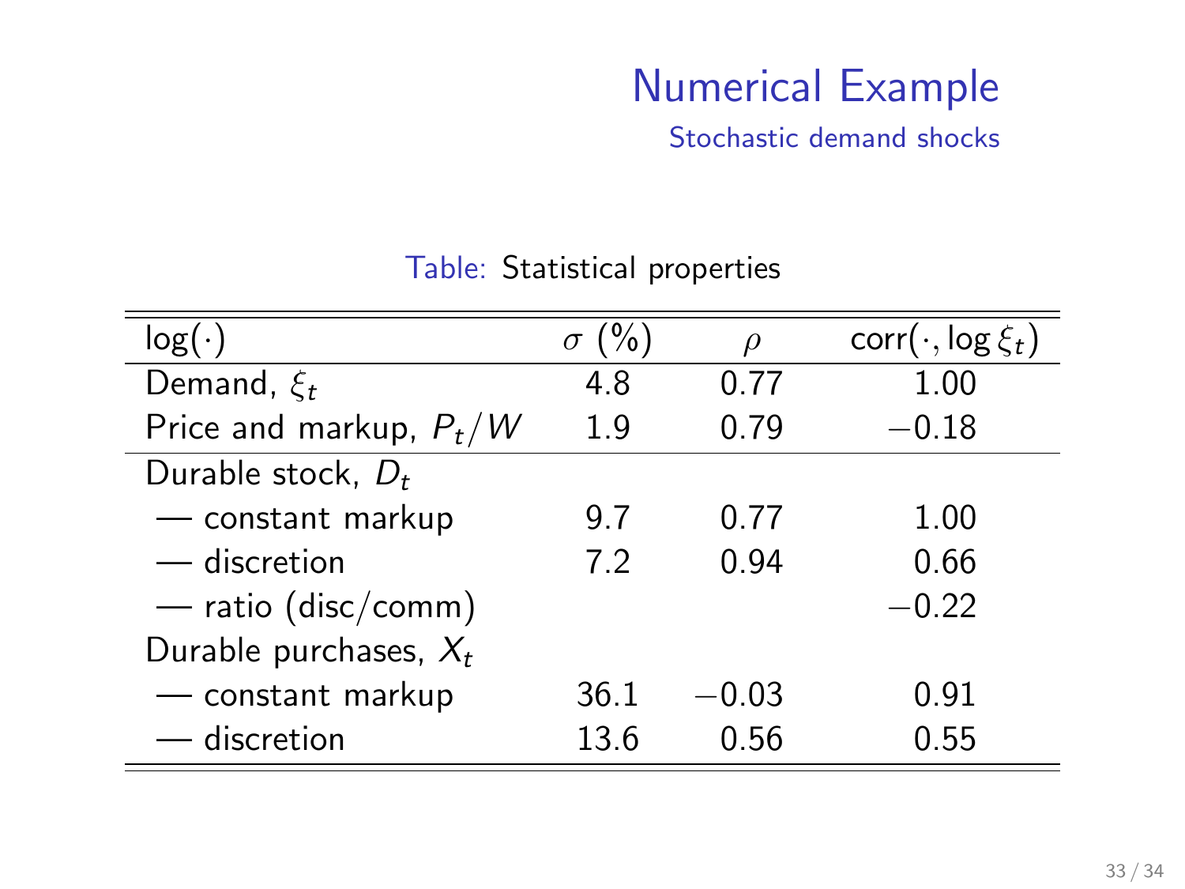# Numerical Example

## Stochastic demand shocks

Table: Statistical properties

| $\log(\cdot)$ | $\sigma$ (%) | $\rho$ | $\text{corr}(\cdot, \log \xi_t)$ |
|---|---|---|---|
| Demand, $\xi_t$ | 4.8 | 0.77 | 1.00 |
| Price and markup, $P_t/W$ | 1.9 | 0.79 | $-0.18$ |
| Durable stock, $D_t$ | | | |
| — constant markup | 9.7 | 0.77 | 1.00 |
| — discretion | 7.2 | 0.94 | 0.66 |
| — ratio (disc/comm) | | | $-0.22$ |
| Durable purchases, $X_t$ | | | |
| — constant markup | 36.1 | $-0.03$ | 0.91 |
| — discretion | 13.6 | 0.56 | 0.55 |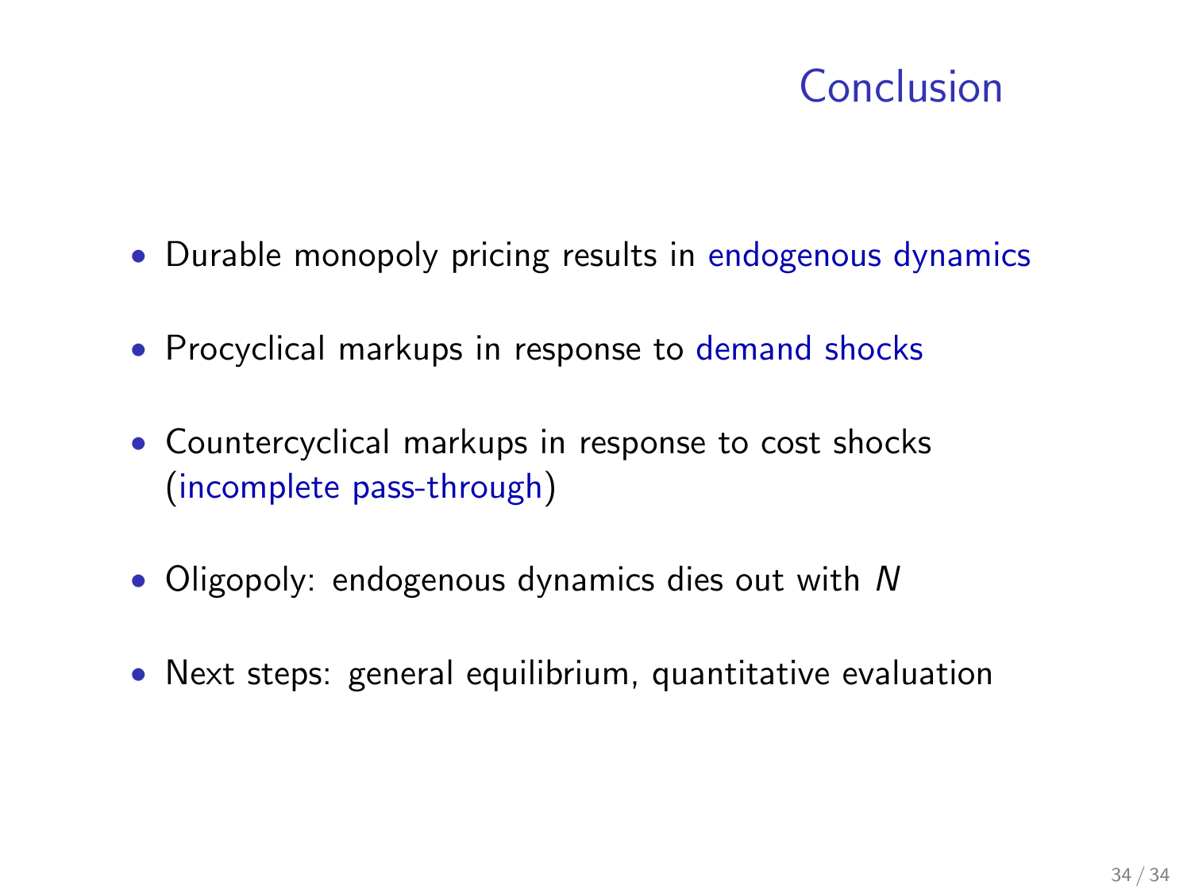# Conclusion

- Durable monopoly pricing results in endogenous dynamics
- Procyclical markups in response to demand shocks
- Countercyclical markups in response to cost shocks (incomplete pass-through)
- Oligopoly: endogenous dynamics dies out with $N$
- Next steps: general equilibrium, quantitative evaluation